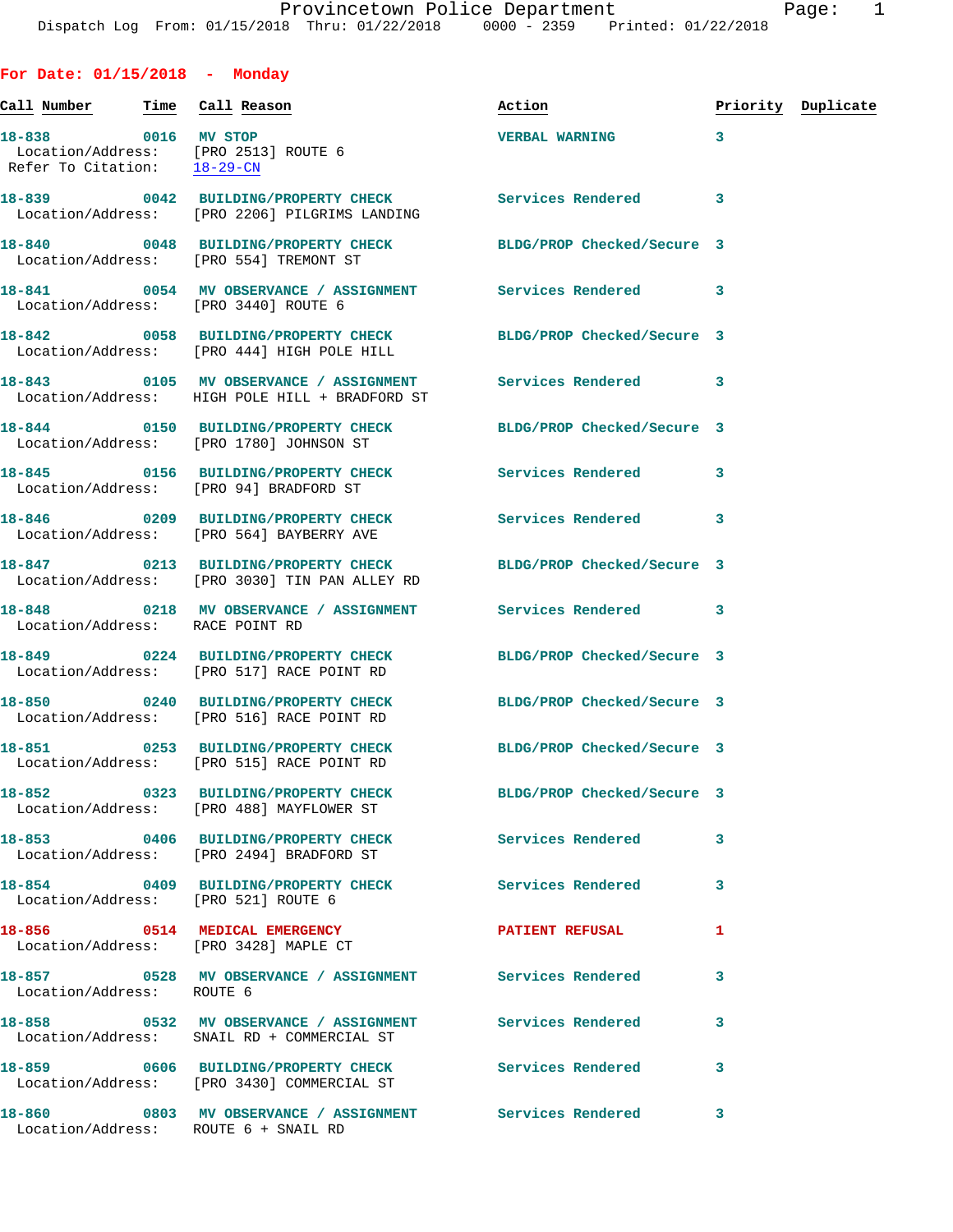Provincetown Police Department
Dispatch Log From: 01/15/2018 Thru: 01/22/2018 0000 - 2359 Printed: 01/22/2018

## For Date: 01/15/2018 - Monday

| Call Number | Time | Call Reason | Action | Priority | Duplicate |
|---|---|---|---|---|---|
| 18-838 | 0016 | MV STOP<br>Location/Address: [PRO 2513] ROUTE 6<br>Refer To Citation: 18-29-CN | VERBAL WARNING | 3 | |
| 18-839 | 0042 | BUILDING/PROPERTY CHECK<br>Location/Address: [PRO 2206] PILGRIMS LANDING | Services Rendered | 3 | |
| 18-840 | 0048 | BUILDING/PROPERTY CHECK<br>Location/Address: [PRO 554] TREMONT ST | BLDG/PROP Checked/Secure | 3 | |
| 18-841 | 0054 | MV OBSERVANCE / ASSIGNMENT<br>Location/Address: [PRO 3440] ROUTE 6 | Services Rendered | 3 | |
| 18-842 | 0058 | BUILDING/PROPERTY CHECK<br>Location/Address: [PRO 444] HIGH POLE HILL | BLDG/PROP Checked/Secure | 3 | |
| 18-843 | 0105 | MV OBSERVANCE / ASSIGNMENT<br>Location/Address: HIGH POLE HILL + BRADFORD ST | Services Rendered | 3 | |
| 18-844 | 0150 | BUILDING/PROPERTY CHECK<br>Location/Address: [PRO 1780] JOHNSON ST | BLDG/PROP Checked/Secure | 3 | |
| 18-845 | 0156 | BUILDING/PROPERTY CHECK<br>Location/Address: [PRO 94] BRADFORD ST | Services Rendered | 3 | |
| 18-846 | 0209 | BUILDING/PROPERTY CHECK<br>Location/Address: [PRO 564] BAYBERRY AVE | Services Rendered | 3 | |
| 18-847 | 0213 | BUILDING/PROPERTY CHECK<br>Location/Address: [PRO 3030] TIN PAN ALLEY RD | BLDG/PROP Checked/Secure | 3 | |
| 18-848 | 0218 | MV OBSERVANCE / ASSIGNMENT<br>Location/Address: RACE POINT RD | Services Rendered | 3 | |
| 18-849 | 0224 | BUILDING/PROPERTY CHECK<br>Location/Address: [PRO 517] RACE POINT RD | BLDG/PROP Checked/Secure | 3 | |
| 18-850 | 0240 | BUILDING/PROPERTY CHECK<br>Location/Address: [PRO 516] RACE POINT RD | BLDG/PROP Checked/Secure | 3 | |
| 18-851 | 0253 | BUILDING/PROPERTY CHECK<br>Location/Address: [PRO 515] RACE POINT RD | BLDG/PROP Checked/Secure | 3 | |
| 18-852 | 0323 | BUILDING/PROPERTY CHECK<br>Location/Address: [PRO 488] MAYFLOWER ST | BLDG/PROP Checked/Secure | 3 | |
| 18-853 | 0406 | BUILDING/PROPERTY CHECK<br>Location/Address: [PRO 2494] BRADFORD ST | Services Rendered | 3 | |
| 18-854 | 0409 | BUILDING/PROPERTY CHECK<br>Location/Address: [PRO 521] ROUTE 6 | Services Rendered | 3 | |
| 18-856 | 0514 | MEDICAL EMERGENCY<br>Location/Address: [PRO 3428] MAPLE CT | PATIENT REFUSAL | 1 | |
| 18-857 | 0528 | MV OBSERVANCE / ASSIGNMENT<br>Location/Address: ROUTE 6 | Services Rendered | 3 | |
| 18-858 | 0532 | MV OBSERVANCE / ASSIGNMENT<br>Location/Address: SNAIL RD + COMMERCIAL ST | Services Rendered | 3 | |
| 18-859 | 0606 | BUILDING/PROPERTY CHECK<br>Location/Address: [PRO 3430] COMMERCIAL ST | Services Rendered | 3 | |
| 18-860 | 0803 | MV OBSERVANCE / ASSIGNMENT<br>Location/Address: ROUTE 6 + SNAIL RD | Services Rendered | 3 | |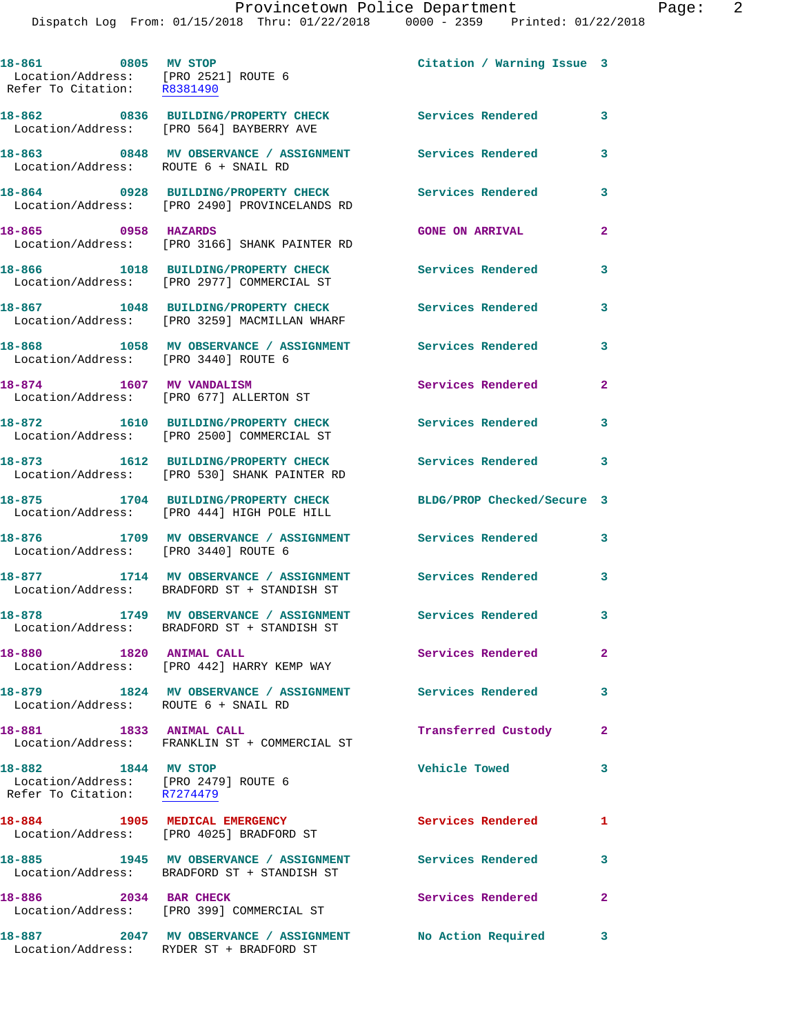18-861 0805 MV STOP Citation / Warning Issue 3
Location/Address: [PRO 2521] ROUTE 6
Refer To Citation: R8381490

18-862 0836 BUILDING/PROPERTY CHECK Services Rendered 3
Location/Address: [PRO 564] BAYBERRY AVE

18-863 0848 MV OBSERVANCE / ASSIGNMENT Services Rendered 3
Location/Address: ROUTE 6 + SNAIL RD

18-864 0928 BUILDING/PROPERTY CHECK Services Rendered 3
Location/Address: [PRO 2490] PROVINCELANDS RD

18-865 0958 HAZARDS GONE ON ARRIVAL 2
Location/Address: [PRO 3166] SHANK PAINTER RD

18-866 1018 BUILDING/PROPERTY CHECK Services Rendered 3
Location/Address: [PRO 2977] COMMERCIAL ST

18-867 1048 BUILDING/PROPERTY CHECK Services Rendered 3
Location/Address: [PRO 3259] MACMILLAN WHARF

18-868 1058 MV OBSERVANCE / ASSIGNMENT Services Rendered 3
Location/Address: [PRO 3440] ROUTE 6

18-874 1607 MV VANDALISM Services Rendered 2
Location/Address: [PRO 677] ALLERTON ST

18-872 1610 BUILDING/PROPERTY CHECK Services Rendered 3
Location/Address: [PRO 2500] COMMERCIAL ST

18-873 1612 BUILDING/PROPERTY CHECK Services Rendered 3
Location/Address: [PRO 530] SHANK PAINTER RD

18-875 1704 BUILDING/PROPERTY CHECK BLDG/PROP Checked/Secure 3
Location/Address: [PRO 444] HIGH POLE HILL

18-876 1709 MV OBSERVANCE / ASSIGNMENT Services Rendered 3
Location/Address: [PRO 3440] ROUTE 6

18-877 1714 MV OBSERVANCE / ASSIGNMENT Services Rendered 3
Location/Address: BRADFORD ST + STANDISH ST

18-878 1749 MV OBSERVANCE / ASSIGNMENT Services Rendered 3
Location/Address: BRADFORD ST + STANDISH ST

18-880 1820 ANIMAL CALL Services Rendered 2
Location/Address: [PRO 442] HARRY KEMP WAY

18-879 1824 MV OBSERVANCE / ASSIGNMENT Services Rendered 3
Location/Address: ROUTE 6 + SNAIL RD

18-881 1833 ANIMAL CALL Transferred Custody 2
Location/Address: FRANKLIN ST + COMMERCIAL ST

18-882 1844 MV STOP Vehicle Towed 3
Location/Address: [PRO 2479] ROUTE 6
Refer To Citation: R7274479

18-884 1905 MEDICAL EMERGENCY Services Rendered 1
Location/Address: [PRO 4025] BRADFORD ST

18-885 1945 MV OBSERVANCE / ASSIGNMENT Services Rendered 3
Location/Address: BRADFORD ST + STANDISH ST

18-886 2034 BAR CHECK Services Rendered 2
Location/Address: [PRO 399] COMMERCIAL ST

18-887 2047 MV OBSERVANCE / ASSIGNMENT No Action Required 3
Location/Address: RYDER ST + BRADFORD ST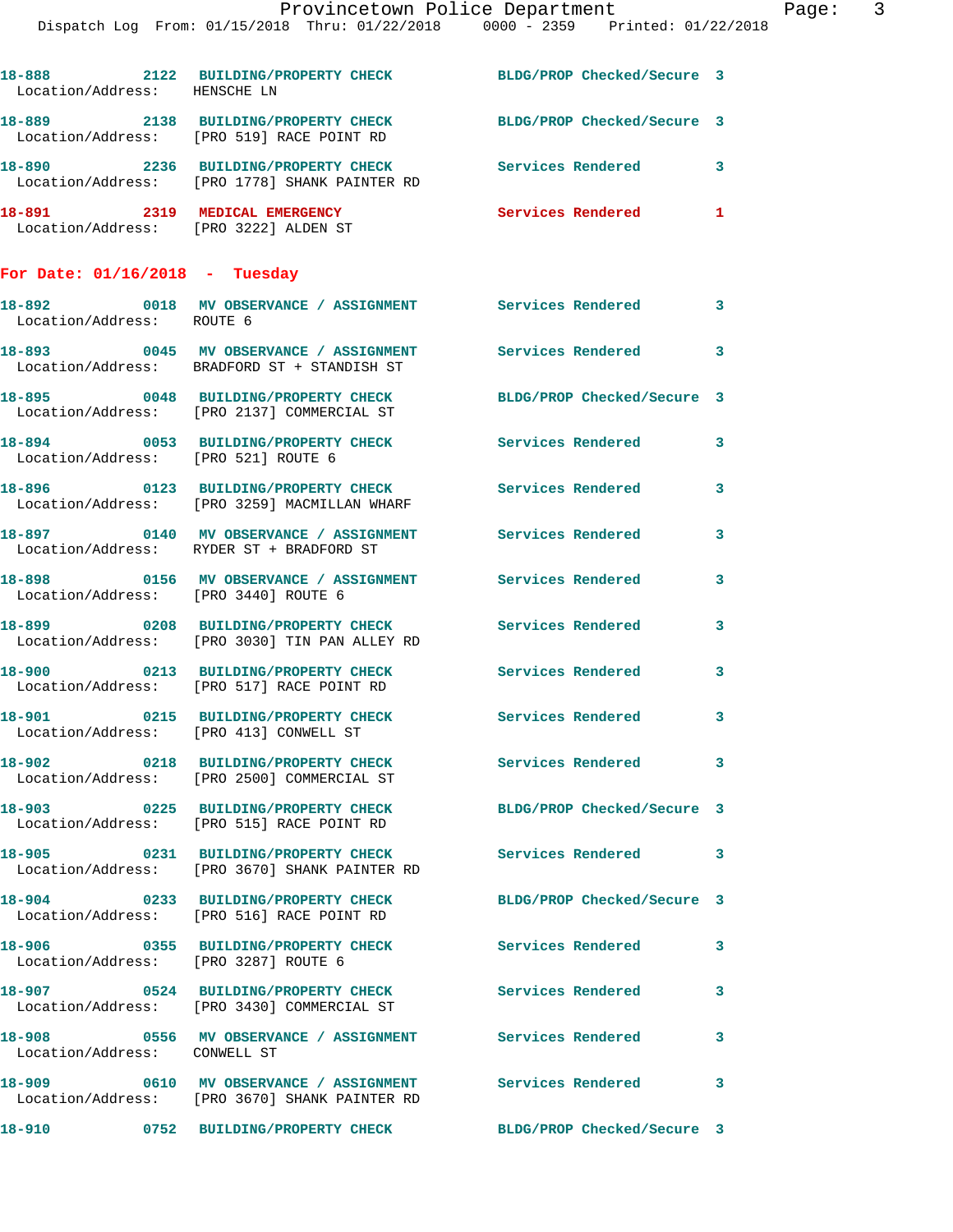18-888 2122 BUILDING/PROPERTY CHECK BLDG/PROP Checked/Secure 3
Location/Address: HENSCHE LN

18-889 2138 BUILDING/PROPERTY CHECK BLDG/PROP Checked/Secure 3
Location/Address: [PRO 519] RACE POINT RD

18-890 2236 BUILDING/PROPERTY CHECK Services Rendered 3
Location/Address: [PRO 1778] SHANK PAINTER RD

18-891 2319 MEDICAL EMERGENCY Services Rendered 1
Location/Address: [PRO 3222] ALDEN ST

## For Date: 01/16/2018 - Tuesday

18-892 0018 MV OBSERVANCE / ASSIGNMENT Services Rendered 3
Location/Address: ROUTE 6

18-893 0045 MV OBSERVANCE / ASSIGNMENT Services Rendered 3
Location/Address: BRADFORD ST + STANDISH ST

18-895 0048 BUILDING/PROPERTY CHECK BLDG/PROP Checked/Secure 3
Location/Address: [PRO 2137] COMMERCIAL ST

18-894 0053 BUILDING/PROPERTY CHECK Services Rendered 3
Location/Address: [PRO 521] ROUTE 6

18-896 0123 BUILDING/PROPERTY CHECK Services Rendered 3
Location/Address: [PRO 3259] MACMILLAN WHARF

18-897 0140 MV OBSERVANCE / ASSIGNMENT Services Rendered 3
Location/Address: RYDER ST + BRADFORD ST

18-898 0156 MV OBSERVANCE / ASSIGNMENT Services Rendered 3
Location/Address: [PRO 3440] ROUTE 6

18-899 0208 BUILDING/PROPERTY CHECK Services Rendered 3
Location/Address: [PRO 3030] TIN PAN ALLEY RD

18-900 0213 BUILDING/PROPERTY CHECK Services Rendered 3
Location/Address: [PRO 517] RACE POINT RD

18-901 0215 BUILDING/PROPERTY CHECK Services Rendered 3
Location/Address: [PRO 413] CONWELL ST

18-902 0218 BUILDING/PROPERTY CHECK Services Rendered 3
Location/Address: [PRO 2500] COMMERCIAL ST

18-903 0225 BUILDING/PROPERTY CHECK BLDG/PROP Checked/Secure 3
Location/Address: [PRO 515] RACE POINT RD

18-905 0231 BUILDING/PROPERTY CHECK Services Rendered 3
Location/Address: [PRO 3670] SHANK PAINTER RD

18-904 0233 BUILDING/PROPERTY CHECK BLDG/PROP Checked/Secure 3
Location/Address: [PRO 516] RACE POINT RD

18-906 0355 BUILDING/PROPERTY CHECK Services Rendered 3
Location/Address: [PRO 3287] ROUTE 6

18-907 0524 BUILDING/PROPERTY CHECK Services Rendered 3
Location/Address: [PRO 3430] COMMERCIAL ST

18-908 0556 MV OBSERVANCE / ASSIGNMENT Services Rendered 3
Location/Address: CONWELL ST

18-909 0610 MV OBSERVANCE / ASSIGNMENT Services Rendered 3
Location/Address: [PRO 3670] SHANK PAINTER RD

18-910 0752 BUILDING/PROPERTY CHECK BLDG/PROP Checked/Secure 3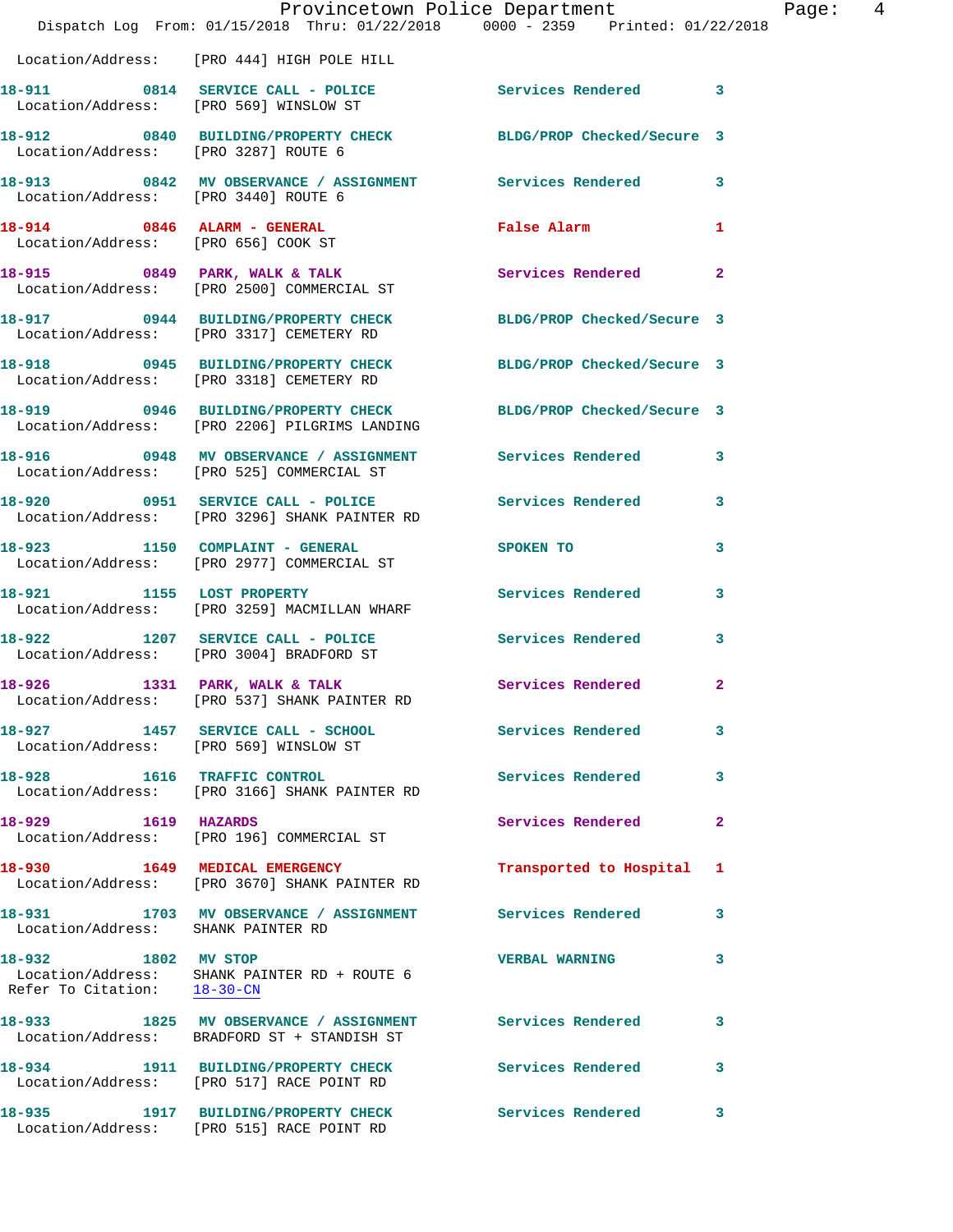Location/Address: [PRO 444] HIGH POLE HILL

| Call # | Time | Call Type | Disposition | Priority |
|---|---|---|---|---|
| 18-911 | 0814 | SERVICE CALL - POLICE | Services Rendered | 3 |
| | | Location/Address: [PRO 569] WINSLOW ST | | |
| 18-912 | 0840 | BUILDING/PROPERTY CHECK | BLDG/PROP Checked/Secure | 3 |
| | | Location/Address: [PRO 3287] ROUTE 6 | | |
| 18-913 | 0842 | MV OBSERVANCE / ASSIGNMENT | Services Rendered | 3 |
| | | Location/Address: [PRO 3440] ROUTE 6 | | |
| 18-914 | 0846 | ALARM - GENERAL | False Alarm | 1 |
| | | Location/Address: [PRO 656] COOK ST | | |
| 18-915 | 0849 | PARK, WALK & TALK | Services Rendered | 2 |
| | | Location/Address: [PRO 2500] COMMERCIAL ST | | |
| 18-917 | 0944 | BUILDING/PROPERTY CHECK | BLDG/PROP Checked/Secure | 3 |
| | | Location/Address: [PRO 3317] CEMETERY RD | | |
| 18-918 | 0945 | BUILDING/PROPERTY CHECK | BLDG/PROP Checked/Secure | 3 |
| | | Location/Address: [PRO 3318] CEMETERY RD | | |
| 18-919 | 0946 | BUILDING/PROPERTY CHECK | BLDG/PROP Checked/Secure | 3 |
| | | Location/Address: [PRO 2206] PILGRIMS LANDING | | |
| 18-916 | 0948 | MV OBSERVANCE / ASSIGNMENT | Services Rendered | 3 |
| | | Location/Address: [PRO 525] COMMERCIAL ST | | |
| 18-920 | 0951 | SERVICE CALL - POLICE | Services Rendered | 3 |
| | | Location/Address: [PRO 3296] SHANK PAINTER RD | | |
| 18-923 | 1150 | COMPLAINT - GENERAL | SPOKEN TO | 3 |
| | | Location/Address: [PRO 2977] COMMERCIAL ST | | |
| 18-921 | 1155 | LOST PROPERTY | Services Rendered | 3 |
| | | Location/Address: [PRO 3259] MACMILLAN WHARF | | |
| 18-922 | 1207 | SERVICE CALL - POLICE | Services Rendered | 3 |
| | | Location/Address: [PRO 3004] BRADFORD ST | | |
| 18-926 | 1331 | PARK, WALK & TALK | Services Rendered | 2 |
| | | Location/Address: [PRO 537] SHANK PAINTER RD | | |
| 18-927 | 1457 | SERVICE CALL - SCHOOL | Services Rendered | 3 |
| | | Location/Address: [PRO 569] WINSLOW ST | | |
| 18-928 | 1616 | TRAFFIC CONTROL | Services Rendered | 3 |
| | | Location/Address: [PRO 3166] SHANK PAINTER RD | | |
| 18-929 | 1619 | HAZARDS | Services Rendered | 2 |
| | | Location/Address: [PRO 196] COMMERCIAL ST | | |
| 18-930 | 1649 | MEDICAL EMERGENCY | Transported to Hospital | 1 |
| | | Location/Address: [PRO 3670] SHANK PAINTER RD | | |
| 18-931 | 1703 | MV OBSERVANCE / ASSIGNMENT | Services Rendered | 3 |
| | | Location/Address: SHANK PAINTER RD | | |
| 18-932 | 1802 | MV STOP | VERBAL WARNING | 3 |
| | | Location/Address: SHANK PAINTER RD + ROUTE 6; Refer To Citation: 18-30-CN | | |
| 18-933 | 1825 | MV OBSERVANCE / ASSIGNMENT | Services Rendered | 3 |
| | | Location/Address: BRADFORD ST + STANDISH ST | | |
| 18-934 | 1911 | BUILDING/PROPERTY CHECK | Services Rendered | 3 |
| | | Location/Address: [PRO 517] RACE POINT RD | | |
| 18-935 | 1917 | BUILDING/PROPERTY CHECK | Services Rendered | 3 |
| | | Location/Address: [PRO 515] RACE POINT RD | | |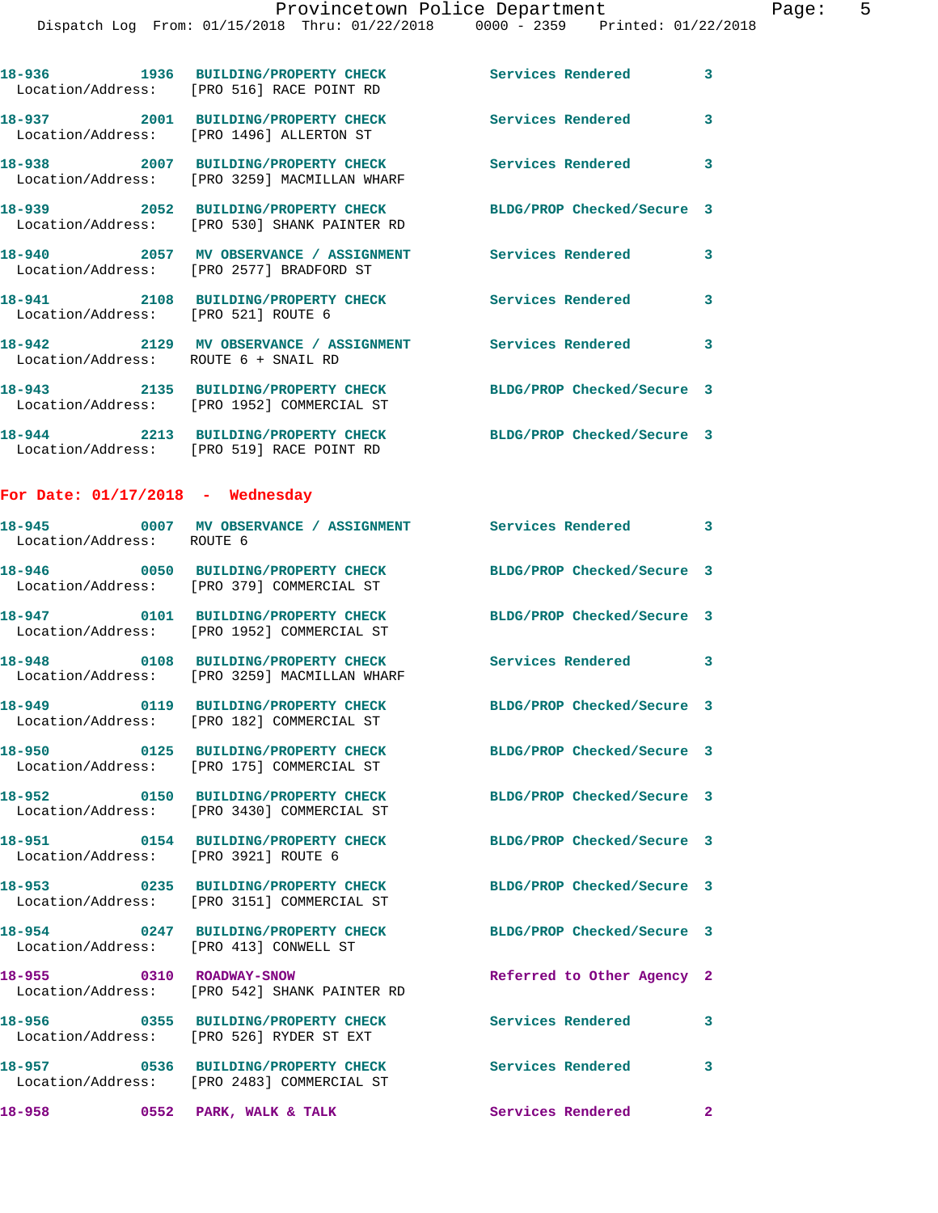18-936 1936 BUILDING/PROPERTY CHECK Services Rendered 3
Location/Address: [PRO 516] RACE POINT RD

18-937 2001 BUILDING/PROPERTY CHECK Services Rendered 3
Location/Address: [PRO 1496] ALLERTON ST

18-938 2007 BUILDING/PROPERTY CHECK Services Rendered 3
Location/Address: [PRO 3259] MACMILLAN WHARF

18-939 2052 BUILDING/PROPERTY CHECK BLDG/PROP Checked/Secure 3
Location/Address: [PRO 530] SHANK PAINTER RD

18-940 2057 MV OBSERVANCE / ASSIGNMENT Services Rendered 3
Location/Address: [PRO 2577] BRADFORD ST

18-941 2108 BUILDING/PROPERTY CHECK Services Rendered 3
Location/Address: [PRO 521] ROUTE 6

18-942 2129 MV OBSERVANCE / ASSIGNMENT Services Rendered 3
Location/Address: ROUTE 6 + SNAIL RD

18-943 2135 BUILDING/PROPERTY CHECK BLDG/PROP Checked/Secure 3
Location/Address: [PRO 1952] COMMERCIAL ST

18-944 2213 BUILDING/PROPERTY CHECK BLDG/PROP Checked/Secure 3
Location/Address: [PRO 519] RACE POINT RD

**For Date: 01/17/2018 - Wednesday**

18-945 0007 MV OBSERVANCE / ASSIGNMENT Services Rendered 3
Location/Address: ROUTE 6

18-946 0050 BUILDING/PROPERTY CHECK BLDG/PROP Checked/Secure 3
Location/Address: [PRO 379] COMMERCIAL ST

18-947 0101 BUILDING/PROPERTY CHECK BLDG/PROP Checked/Secure 3
Location/Address: [PRO 1952] COMMERCIAL ST

18-948 0108 BUILDING/PROPERTY CHECK Services Rendered 3
Location/Address: [PRO 3259] MACMILLAN WHARF

18-949 0119 BUILDING/PROPERTY CHECK BLDG/PROP Checked/Secure 3
Location/Address: [PRO 182] COMMERCIAL ST

18-950 0125 BUILDING/PROPERTY CHECK BLDG/PROP Checked/Secure 3
Location/Address: [PRO 175] COMMERCIAL ST

18-952 0150 BUILDING/PROPERTY CHECK BLDG/PROP Checked/Secure 3
Location/Address: [PRO 3430] COMMERCIAL ST

18-951 0154 BUILDING/PROPERTY CHECK BLDG/PROP Checked/Secure 3
Location/Address: [PRO 3921] ROUTE 6

18-953 0235 BUILDING/PROPERTY CHECK BLDG/PROP Checked/Secure 3
Location/Address: [PRO 3151] COMMERCIAL ST

18-954 0247 BUILDING/PROPERTY CHECK BLDG/PROP Checked/Secure 3
Location/Address: [PRO 413] CONWELL ST

18-955 0310 ROADWAY-SNOW Referred to Other Agency 2
Location/Address: [PRO 542] SHANK PAINTER RD

18-956 0355 BUILDING/PROPERTY CHECK Services Rendered 3
Location/Address: [PRO 526] RYDER ST EXT

18-957 0536 BUILDING/PROPERTY CHECK Services Rendered 3
Location/Address: [PRO 2483] COMMERCIAL ST

18-958 0552 PARK, WALK & TALK Services Rendered 2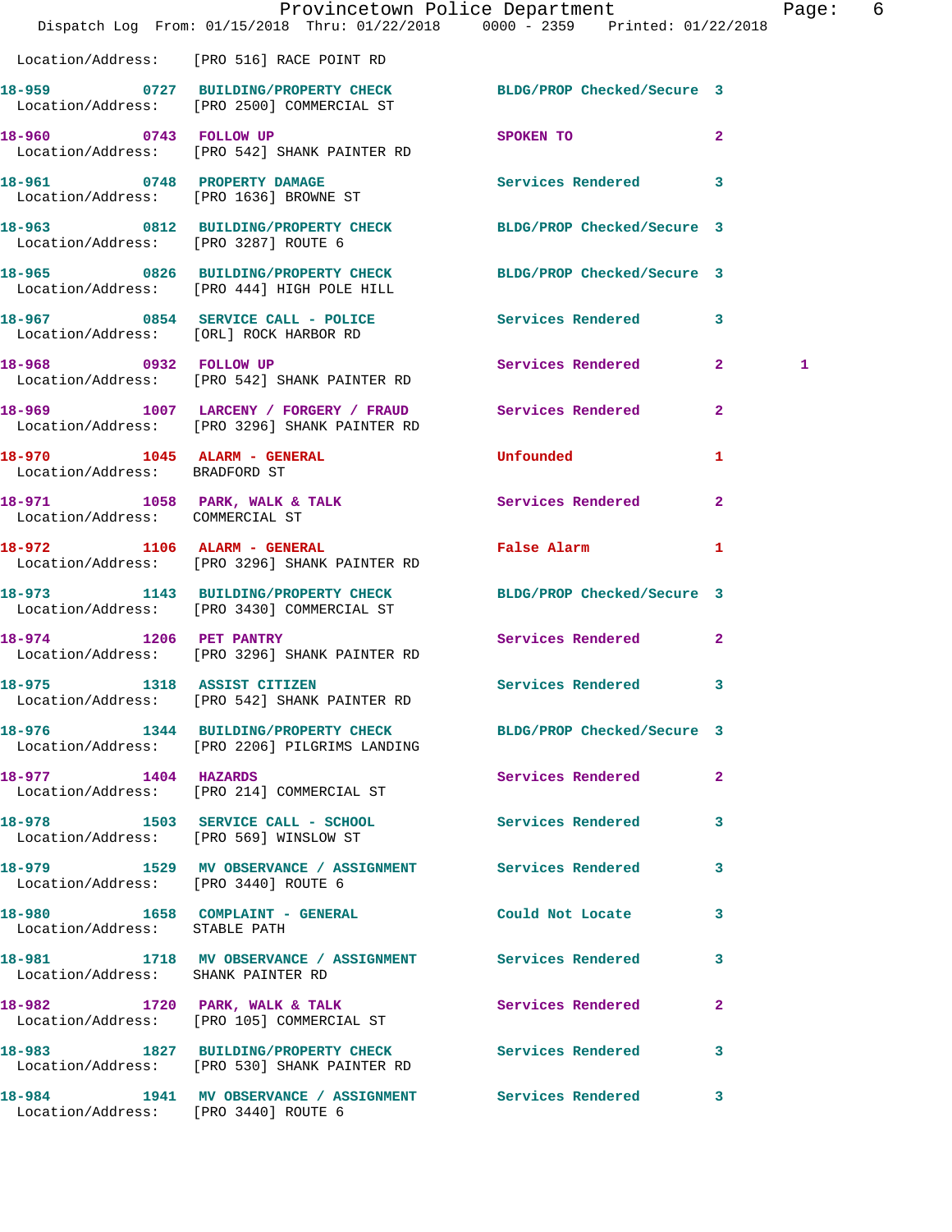Location/Address: [PRO 516] RACE POINT RD

| Call # | Time | Call Type | Disposition | Priority | |
|---|---|---|---|---|---|
| 18-959 | 0727 | BUILDING/PROPERTY CHECK | BLDG/PROP Checked/Secure | 3 | |
| | | Location/Address: [PRO 2500] COMMERCIAL ST | | | |
| 18-960 | 0743 | FOLLOW UP | SPOKEN TO | 2 | |
| | | Location/Address: [PRO 542] SHANK PAINTER RD | | | |
| 18-961 | 0748 | PROPERTY DAMAGE | Services Rendered | 3 | |
| | | Location/Address: [PRO 1636] BROWNE ST | | | |
| 18-963 | 0812 | BUILDING/PROPERTY CHECK | BLDG/PROP Checked/Secure | 3 | |
| | | Location/Address: [PRO 3287] ROUTE 6 | | | |
| 18-965 | 0826 | BUILDING/PROPERTY CHECK | BLDG/PROP Checked/Secure | 3 | |
| | | Location/Address: [PRO 444] HIGH POLE HILL | | | |
| 18-967 | 0854 | SERVICE CALL - POLICE | Services Rendered | 3 | |
| | | Location/Address: [ORL] ROCK HARBOR RD | | | |
| 18-968 | 0932 | FOLLOW UP | Services Rendered | 2 | 1 |
| | | Location/Address: [PRO 542] SHANK PAINTER RD | | | |
| 18-969 | 1007 | LARCENY / FORGERY / FRAUD | Services Rendered | 2 | |
| | | Location/Address: [PRO 3296] SHANK PAINTER RD | | | |
| 18-970 | 1045 | ALARM - GENERAL | Unfounded | 1 | |
| | | Location/Address: BRADFORD ST | | | |
| 18-971 | 1058 | PARK, WALK & TALK | Services Rendered | 2 | |
| | | Location/Address: COMMERCIAL ST | | | |
| 18-972 | 1106 | ALARM - GENERAL | False Alarm | 1 | |
| | | Location/Address: [PRO 3296] SHANK PAINTER RD | | | |
| 18-973 | 1143 | BUILDING/PROPERTY CHECK | BLDG/PROP Checked/Secure | 3 | |
| | | Location/Address: [PRO 3430] COMMERCIAL ST | | | |
| 18-974 | 1206 | PET PANTRY | Services Rendered | 2 | |
| | | Location/Address: [PRO 3296] SHANK PAINTER RD | | | |
| 18-975 | 1318 | ASSIST CITIZEN | Services Rendered | 3 | |
| | | Location/Address: [PRO 542] SHANK PAINTER RD | | | |
| 18-976 | 1344 | BUILDING/PROPERTY CHECK | BLDG/PROP Checked/Secure | 3 | |
| | | Location/Address: [PRO 2206] PILGRIMS LANDING | | | |
| 18-977 | 1404 | HAZARDS | Services Rendered | 2 | |
| | | Location/Address: [PRO 214] COMMERCIAL ST | | | |
| 18-978 | 1503 | SERVICE CALL - SCHOOL | Services Rendered | 3 | |
| | | Location/Address: [PRO 569] WINSLOW ST | | | |
| 18-979 | 1529 | MV OBSERVANCE / ASSIGNMENT | Services Rendered | 3 | |
| | | Location/Address: [PRO 3440] ROUTE 6 | | | |
| 18-980 | 1658 | COMPLAINT - GENERAL | Could Not Locate | 3 | |
| | | Location/Address: STABLE PATH | | | |
| 18-981 | 1718 | MV OBSERVANCE / ASSIGNMENT | Services Rendered | 3 | |
| | | Location/Address: SHANK PAINTER RD | | | |
| 18-982 | 1720 | PARK, WALK & TALK | Services Rendered | 2 | |
| | | Location/Address: [PRO 105] COMMERCIAL ST | | | |
| 18-983 | 1827 | BUILDING/PROPERTY CHECK | Services Rendered | 3 | |
| | | Location/Address: [PRO 530] SHANK PAINTER RD | | | |
| 18-984 | 1941 | MV OBSERVANCE / ASSIGNMENT | Services Rendered | 3 | |
| | | Location/Address: [PRO 3440] ROUTE 6 | | | |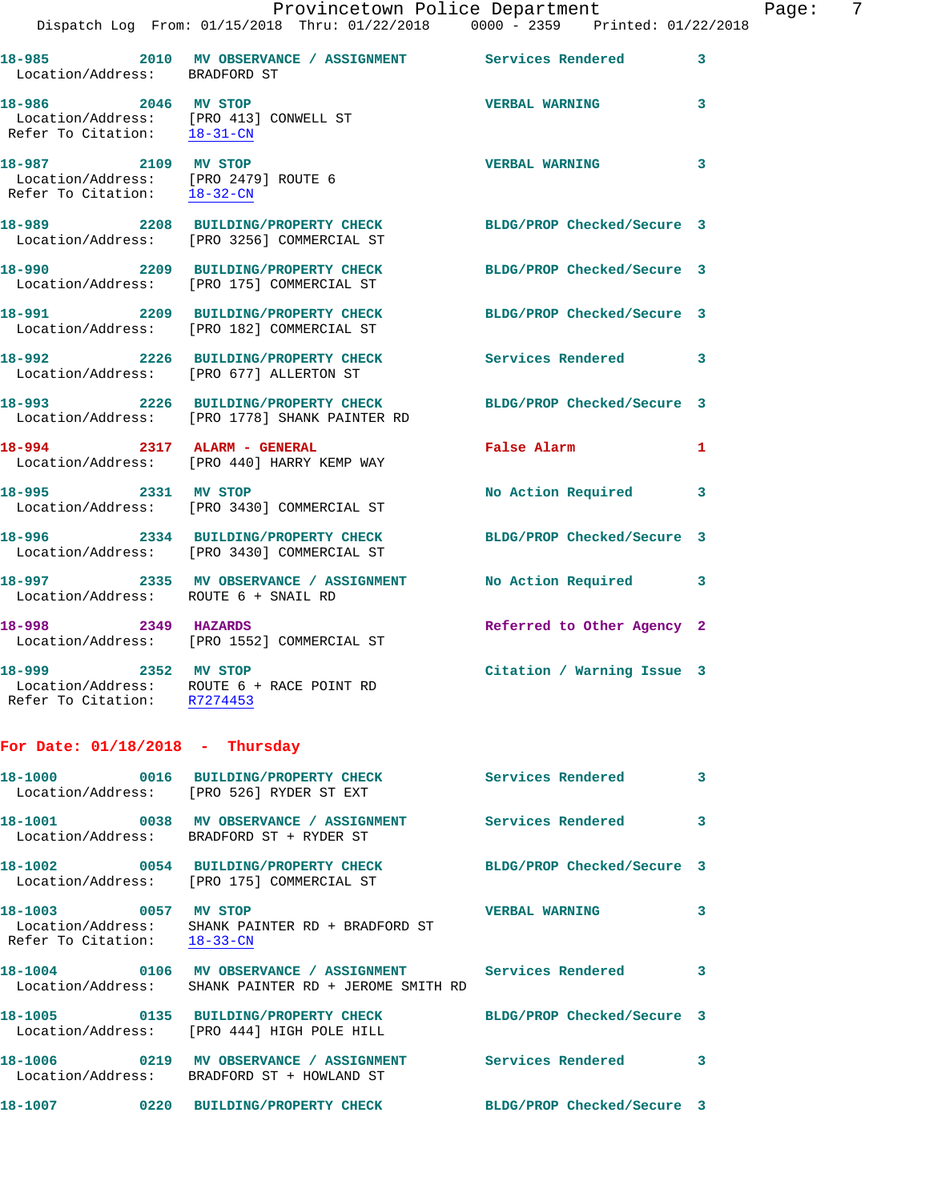| Call # | Time | Call Reason | Action | Priority |
|---|---|---|---|---|
| 18-985 | 2010 | MV OBSERVANCE / ASSIGNMENT | Services Rendered | 3 |

Location/Address: BRADFORD ST

| Call # | Time | Call Reason | Action | Priority |
|---|---|---|---|---|
| 18-986 | 2046 | MV STOP | VERBAL WARNING | 3 |

Location/Address: [PRO 413] CONWELL ST
Refer To Citation: 18-31-CN

| Call # | Time | Call Reason | Action | Priority |
|---|---|---|---|---|
| 18-987 | 2109 | MV STOP | VERBAL WARNING | 3 |

Location/Address: [PRO 2479] ROUTE 6
Refer To Citation: 18-32-CN

| Call # | Time | Call Reason | Action | Priority |
|---|---|---|---|---|
| 18-989 | 2208 | BUILDING/PROPERTY CHECK | BLDG/PROP Checked/Secure | 3 |

Location/Address: [PRO 3256] COMMERCIAL ST

| Call # | Time | Call Reason | Action | Priority |
|---|---|---|---|---|
| 18-990 | 2209 | BUILDING/PROPERTY CHECK | BLDG/PROP Checked/Secure | 3 |

Location/Address: [PRO 175] COMMERCIAL ST

| Call # | Time | Call Reason | Action | Priority |
|---|---|---|---|---|
| 18-991 | 2209 | BUILDING/PROPERTY CHECK | BLDG/PROP Checked/Secure | 3 |

Location/Address: [PRO 182] COMMERCIAL ST

| Call # | Time | Call Reason | Action | Priority |
|---|---|---|---|---|
| 18-992 | 2226 | BUILDING/PROPERTY CHECK | Services Rendered | 3 |

Location/Address: [PRO 677] ALLERTON ST

| Call # | Time | Call Reason | Action | Priority |
|---|---|---|---|---|
| 18-993 | 2226 | BUILDING/PROPERTY CHECK | BLDG/PROP Checked/Secure | 3 |

Location/Address: [PRO 1778] SHANK PAINTER RD

| Call # | Time | Call Reason | Action | Priority |
|---|---|---|---|---|
| 18-994 | 2317 | ALARM - GENERAL | False Alarm | 1 |

Location/Address: [PRO 440] HARRY KEMP WAY

| Call # | Time | Call Reason | Action | Priority |
|---|---|---|---|---|
| 18-995 | 2331 | MV STOP | No Action Required | 3 |

Location/Address: [PRO 3430] COMMERCIAL ST

| Call # | Time | Call Reason | Action | Priority |
|---|---|---|---|---|
| 18-996 | 2334 | BUILDING/PROPERTY CHECK | BLDG/PROP Checked/Secure | 3 |

Location/Address: [PRO 3430] COMMERCIAL ST

| Call # | Time | Call Reason | Action | Priority |
|---|---|---|---|---|
| 18-997 | 2335 | MV OBSERVANCE / ASSIGNMENT | No Action Required | 3 |

Location/Address: ROUTE 6 + SNAIL RD

| Call # | Time | Call Reason | Action | Priority |
|---|---|---|---|---|
| 18-998 | 2349 | HAZARDS | Referred to Other Agency | 2 |

Location/Address: [PRO 1552] COMMERCIAL ST

| Call # | Time | Call Reason | Action | Priority |
|---|---|---|---|---|
| 18-999 | 2352 | MV STOP | Citation / Warning Issue | 3 |

Location/Address: ROUTE 6 + RACE POINT RD
Refer To Citation: R7274453

## For Date: 01/18/2018 - Thursday

| Call # | Time | Call Reason | Action | Priority |
|---|---|---|---|---|
| 18-1000 | 0016 | BUILDING/PROPERTY CHECK | Services Rendered | 3 |

Location/Address: [PRO 526] RYDER ST EXT

| Call # | Time | Call Reason | Action | Priority |
|---|---|---|---|---|
| 18-1001 | 0038 | MV OBSERVANCE / ASSIGNMENT | Services Rendered | 3 |

Location/Address: BRADFORD ST + RYDER ST

| Call # | Time | Call Reason | Action | Priority |
|---|---|---|---|---|
| 18-1002 | 0054 | BUILDING/PROPERTY CHECK | BLDG/PROP Checked/Secure | 3 |

Location/Address: [PRO 175] COMMERCIAL ST

| Call # | Time | Call Reason | Action | Priority |
|---|---|---|---|---|
| 18-1003 | 0057 | MV STOP | VERBAL WARNING | 3 |

Location/Address: SHANK PAINTER RD + BRADFORD ST
Refer To Citation: 18-33-CN

| Call # | Time | Call Reason | Action | Priority |
|---|---|---|---|---|
| 18-1004 | 0106 | MV OBSERVANCE / ASSIGNMENT | Services Rendered | 3 |

Location/Address: SHANK PAINTER RD + JEROME SMITH RD

| Call # | Time | Call Reason | Action | Priority |
|---|---|---|---|---|
| 18-1005 | 0135 | BUILDING/PROPERTY CHECK | BLDG/PROP Checked/Secure | 3 |

Location/Address: [PRO 444] HIGH POLE HILL

| Call # | Time | Call Reason | Action | Priority |
|---|---|---|---|---|
| 18-1006 | 0219 | MV OBSERVANCE / ASSIGNMENT | Services Rendered | 3 |

Location/Address: BRADFORD ST + HOWLAND ST

| Call # | Time | Call Reason | Action | Priority |
|---|---|---|---|---|
| 18-1007 | 0220 | BUILDING/PROPERTY CHECK | BLDG/PROP Checked/Secure | 3 |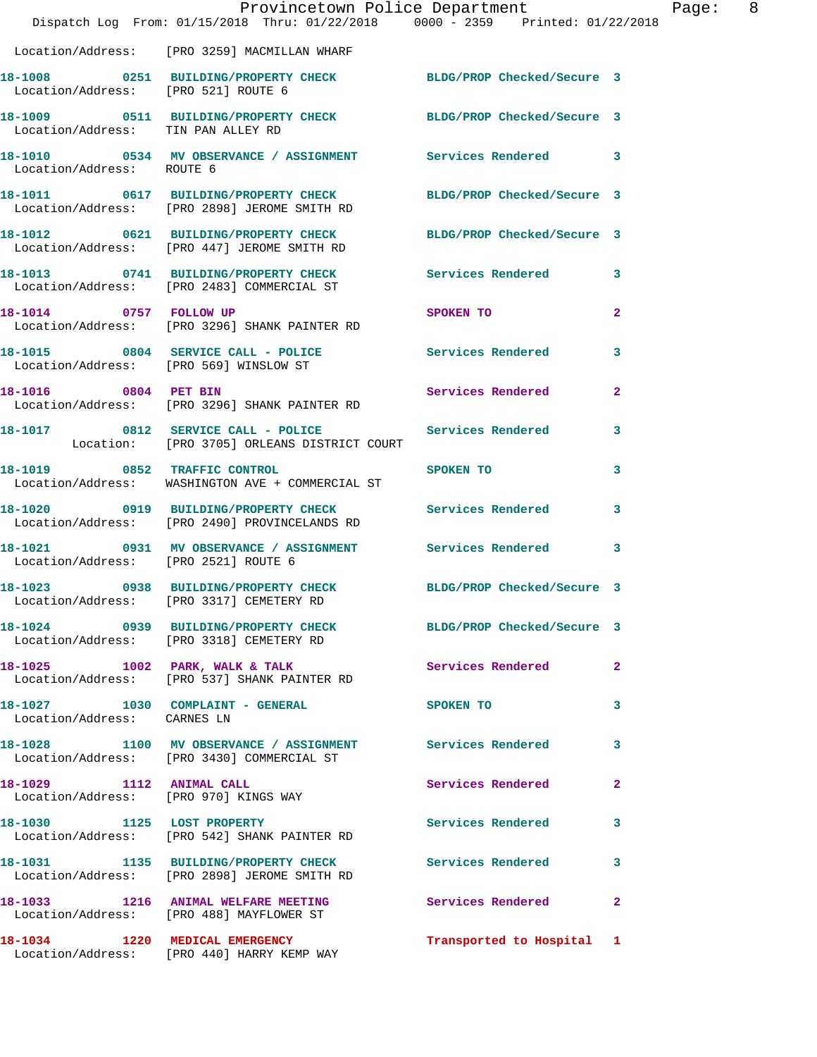Location/Address: [PRO 3259] MACMILLAN WHARF

**18-1008 0251 BUILDING/PROPERTY CHECK** BLDG/PROP Checked/Secure 3
Location/Address: [PRO 521] ROUTE 6

**18-1009 0511 BUILDING/PROPERTY CHECK** BLDG/PROP Checked/Secure 3
Location/Address: TIN PAN ALLEY RD

**18-1010 0534 MV OBSERVANCE / ASSIGNMENT** Services Rendered 3
Location/Address: ROUTE 6

**18-1011 0617 BUILDING/PROPERTY CHECK** BLDG/PROP Checked/Secure 3
Location/Address: [PRO 2898] JEROME SMITH RD

**18-1012 0621 BUILDING/PROPERTY CHECK** BLDG/PROP Checked/Secure 3
Location/Address: [PRO 447] JEROME SMITH RD

**18-1013 0741 BUILDING/PROPERTY CHECK** Services Rendered 3
Location/Address: [PRO 2483] COMMERCIAL ST

**18-1014 0757 FOLLOW UP** SPOKEN TO 2
Location/Address: [PRO 3296] SHANK PAINTER RD

**18-1015 0804 SERVICE CALL - POLICE** Services Rendered 3
Location/Address: [PRO 569] WINSLOW ST

**18-1016 0804 PET BIN** Services Rendered 2
Location/Address: [PRO 3296] SHANK PAINTER RD

**18-1017 0812 SERVICE CALL - POLICE** Services Rendered 3
Location: [PRO 3705] ORLEANS DISTRICT COURT

**18-1019 0852 TRAFFIC CONTROL** SPOKEN TO 3
Location/Address: WASHINGTON AVE + COMMERCIAL ST

**18-1020 0919 BUILDING/PROPERTY CHECK** Services Rendered 3
Location/Address: [PRO 2490] PROVINCELANDS RD

**18-1021 0931 MV OBSERVANCE / ASSIGNMENT** Services Rendered 3
Location/Address: [PRO 2521] ROUTE 6

**18-1023 0938 BUILDING/PROPERTY CHECK** BLDG/PROP Checked/Secure 3
Location/Address: [PRO 3317] CEMETERY RD

**18-1024 0939 BUILDING/PROPERTY CHECK** BLDG/PROP Checked/Secure 3
Location/Address: [PRO 3318] CEMETERY RD

**18-1025 1002 PARK, WALK & TALK** Services Rendered 2
Location/Address: [PRO 537] SHANK PAINTER RD

**18-1027 1030 COMPLAINT - GENERAL** SPOKEN TO 3
Location/Address: CARNES LN

**18-1028 1100 MV OBSERVANCE / ASSIGNMENT** Services Rendered 3
Location/Address: [PRO 3430] COMMERCIAL ST

**18-1029 1112 ANIMAL CALL** Services Rendered 2
Location/Address: [PRO 970] KINGS WAY

**18-1030 1125 LOST PROPERTY** Services Rendered 3
Location/Address: [PRO 542] SHANK PAINTER RD

**18-1031 1135 BUILDING/PROPERTY CHECK** Services Rendered 3
Location/Address: [PRO 2898] JEROME SMITH RD

**18-1033 1216 ANIMAL WELFARE MEETING** Services Rendered 2
Location/Address: [PRO 488] MAYFLOWER ST

**18-1034 1220 MEDICAL EMERGENCY** Transported to Hospital 1
Location/Address: [PRO 440] HARRY KEMP WAY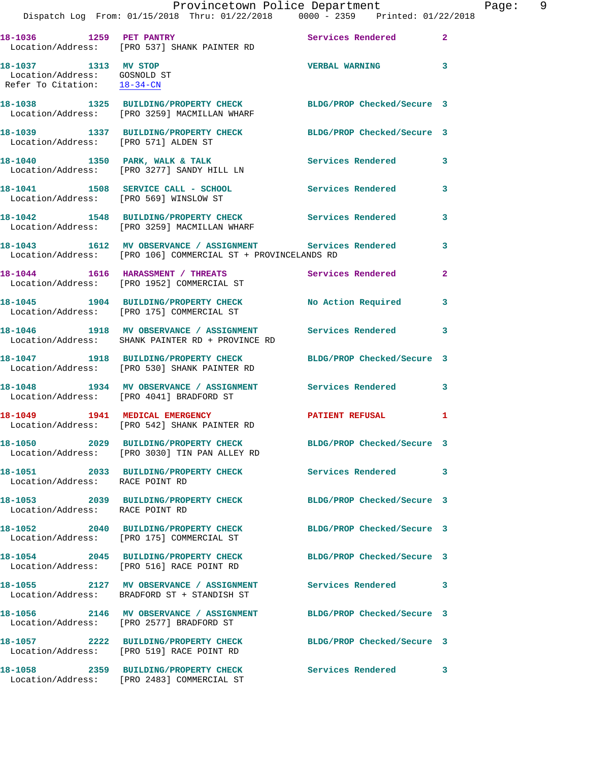18-1036 1259 PET PANTRY Services Rendered 2
Location/Address: [PRO 537] SHANK PAINTER RD

18-1037 1313 MV STOP VERBAL WARNING 3
Location/Address: GOSNOLD ST
Refer To Citation: 18-34-CN

18-1038 1325 BUILDING/PROPERTY CHECK BLDG/PROP Checked/Secure 3
Location/Address: [PRO 3259] MACMILLAN WHARF

18-1039 1337 BUILDING/PROPERTY CHECK BLDG/PROP Checked/Secure 3
Location/Address: [PRO 571] ALDEN ST

18-1040 1350 PARK, WALK & TALK Services Rendered 3
Location/Address: [PRO 3277] SANDY HILL LN

18-1041 1508 SERVICE CALL - SCHOOL Services Rendered 3
Location/Address: [PRO 569] WINSLOW ST

18-1042 1548 BUILDING/PROPERTY CHECK Services Rendered 3
Location/Address: [PRO 3259] MACMILLAN WHARF

18-1043 1612 MV OBSERVANCE / ASSIGNMENT Services Rendered 3
Location/Address: [PRO 106] COMMERCIAL ST + PROVINCELANDS RD

18-1044 1616 HARASSMENT / THREATS Services Rendered 2
Location/Address: [PRO 1952] COMMERCIAL ST

18-1045 1904 BUILDING/PROPERTY CHECK No Action Required 3
Location/Address: [PRO 175] COMMERCIAL ST

18-1046 1918 MV OBSERVANCE / ASSIGNMENT Services Rendered 3
Location/Address: SHANK PAINTER RD + PROVINCE RD

18-1047 1918 BUILDING/PROPERTY CHECK BLDG/PROP Checked/Secure 3
Location/Address: [PRO 530] SHANK PAINTER RD

18-1048 1934 MV OBSERVANCE / ASSIGNMENT Services Rendered 3
Location/Address: [PRO 4041] BRADFORD ST

18-1049 1941 MEDICAL EMERGENCY PATIENT REFUSAL 1
Location/Address: [PRO 542] SHANK PAINTER RD

18-1050 2029 BUILDING/PROPERTY CHECK BLDG/PROP Checked/Secure 3
Location/Address: [PRO 3030] TIN PAN ALLEY RD

18-1051 2033 BUILDING/PROPERTY CHECK Services Rendered 3
Location/Address: RACE POINT RD

18-1053 2039 BUILDING/PROPERTY CHECK BLDG/PROP Checked/Secure 3
Location/Address: RACE POINT RD

18-1052 2040 BUILDING/PROPERTY CHECK BLDG/PROP Checked/Secure 3
Location/Address: [PRO 175] COMMERCIAL ST

18-1054 2045 BUILDING/PROPERTY CHECK BLDG/PROP Checked/Secure 3
Location/Address: [PRO 516] RACE POINT RD

18-1055 2127 MV OBSERVANCE / ASSIGNMENT Services Rendered 3
Location/Address: BRADFORD ST + STANDISH ST

18-1056 2146 MV OBSERVANCE / ASSIGNMENT BLDG/PROP Checked/Secure 3
Location/Address: [PRO 2577] BRADFORD ST

18-1057 2222 BUILDING/PROPERTY CHECK BLDG/PROP Checked/Secure 3
Location/Address: [PRO 519] RACE POINT RD

18-1058 2359 BUILDING/PROPERTY CHECK Services Rendered 3
Location/Address: [PRO 2483] COMMERCIAL ST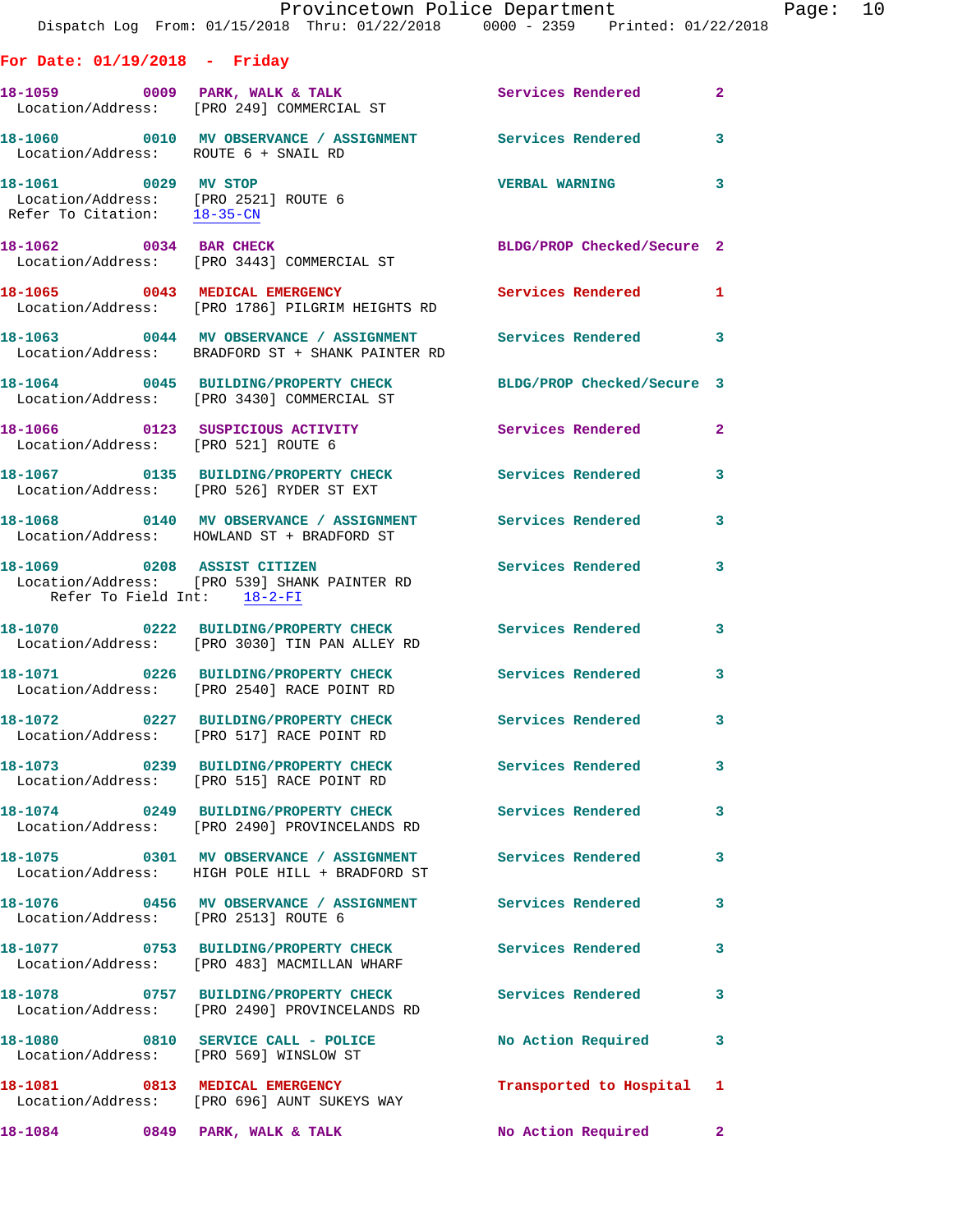Provincetown Police Department
Dispatch Log From: 01/15/2018 Thru: 01/22/2018 0000 - 2359 Printed: 01/22/2018

**For Date: 01/19/2018 - Friday**

**18-1059** 0009 PARK, WALK & TALK — Services Rendered — 2
Location/Address: [PRO 249] COMMERCIAL ST

**18-1060** 0010 MV OBSERVANCE / ASSIGNMENT — Services Rendered — 3
Location/Address: ROUTE 6 + SNAIL RD

**18-1061** 0029 MV STOP — VERBAL WARNING — 3
Location/Address: [PRO 2521] ROUTE 6
Refer To Citation: 18-35-CN

**18-1062** 0034 BAR CHECK — BLDG/PROP Checked/Secure — 2
Location/Address: [PRO 3443] COMMERCIAL ST

**18-1065** 0043 MEDICAL EMERGENCY — Services Rendered — 1
Location/Address: [PRO 1786] PILGRIM HEIGHTS RD

**18-1063** 0044 MV OBSERVANCE / ASSIGNMENT — Services Rendered — 3
Location/Address: BRADFORD ST + SHANK PAINTER RD

**18-1064** 0045 BUILDING/PROPERTY CHECK — BLDG/PROP Checked/Secure — 3
Location/Address: [PRO 3430] COMMERCIAL ST

**18-1066** 0123 SUSPICIOUS ACTIVITY — Services Rendered — 2
Location/Address: [PRO 521] ROUTE 6

**18-1067** 0135 BUILDING/PROPERTY CHECK — Services Rendered — 3
Location/Address: [PRO 526] RYDER ST EXT

**18-1068** 0140 MV OBSERVANCE / ASSIGNMENT — Services Rendered — 3
Location/Address: HOWLAND ST + BRADFORD ST

**18-1069** 0208 ASSIST CITIZEN — Services Rendered — 3
Location/Address: [PRO 539] SHANK PAINTER RD
Refer To Field Int: 18-2-FI

**18-1070** 0222 BUILDING/PROPERTY CHECK — Services Rendered — 3
Location/Address: [PRO 3030] TIN PAN ALLEY RD

**18-1071** 0226 BUILDING/PROPERTY CHECK — Services Rendered — 3
Location/Address: [PRO 2540] RACE POINT RD

**18-1072** 0227 BUILDING/PROPERTY CHECK — Services Rendered — 3
Location/Address: [PRO 517] RACE POINT RD

**18-1073** 0239 BUILDING/PROPERTY CHECK — Services Rendered — 3
Location/Address: [PRO 515] RACE POINT RD

**18-1074** 0249 BUILDING/PROPERTY CHECK — Services Rendered — 3
Location/Address: [PRO 2490] PROVINCELANDS RD

**18-1075** 0301 MV OBSERVANCE / ASSIGNMENT — Services Rendered — 3
Location/Address: HIGH POLE HILL + BRADFORD ST

**18-1076** 0456 MV OBSERVANCE / ASSIGNMENT — Services Rendered — 3
Location/Address: [PRO 2513] ROUTE 6

**18-1077** 0753 BUILDING/PROPERTY CHECK — Services Rendered — 3
Location/Address: [PRO 483] MACMILLAN WHARF

**18-1078** 0757 BUILDING/PROPERTY CHECK — Services Rendered — 3
Location/Address: [PRO 2490] PROVINCELANDS RD

**18-1080** 0810 SERVICE CALL - POLICE — No Action Required — 3
Location/Address: [PRO 569] WINSLOW ST

**18-1081** 0813 MEDICAL EMERGENCY — Transported to Hospital — 1
Location/Address: [PRO 696] AUNT SUKEYS WAY

**18-1084** 0849 PARK, WALK & TALK — No Action Required — 2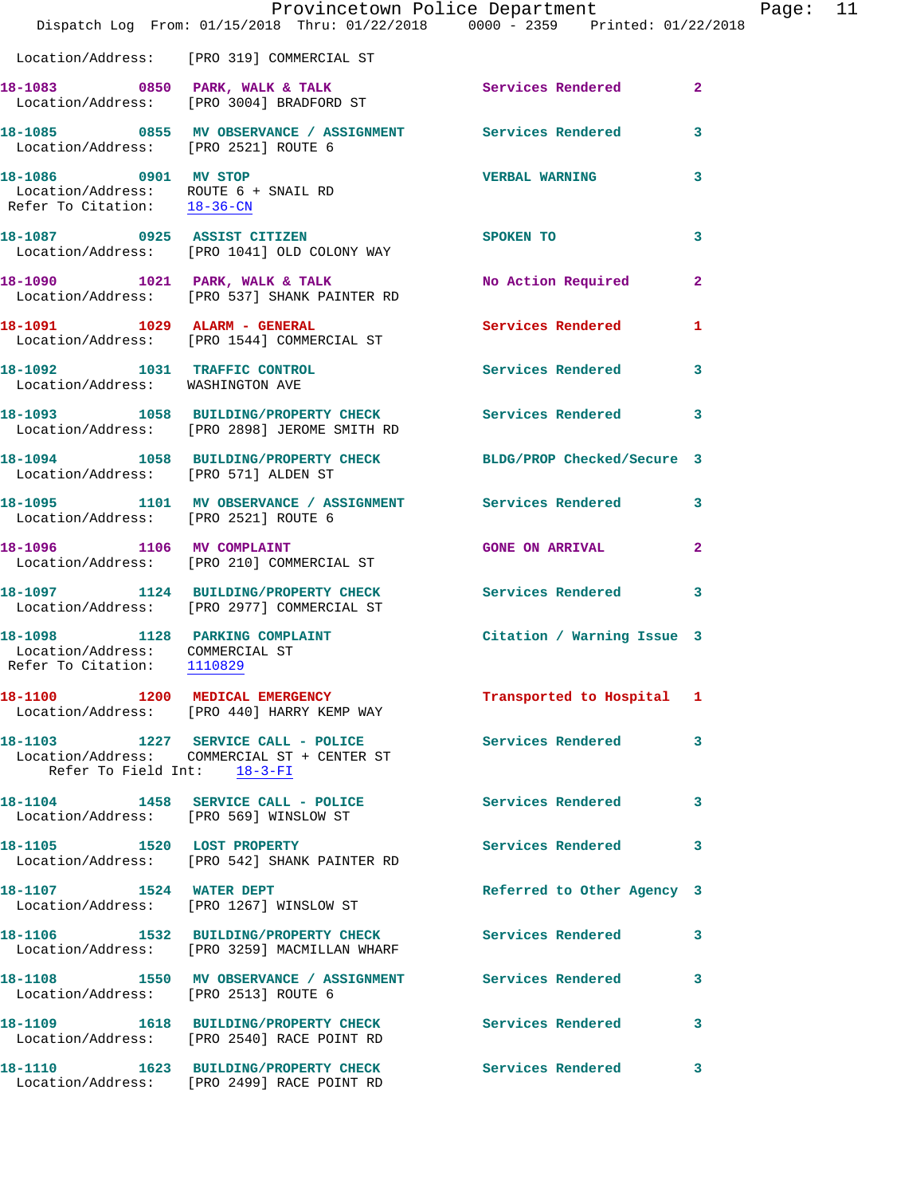Location/Address: [PRO 319] COMMERCIAL ST

**18-1083 0850 PARK, WALK & TALK** Services Rendered 2
Location/Address: [PRO 3004] BRADFORD ST

**18-1085 0855 MV OBSERVANCE / ASSIGNMENT** Services Rendered 3
Location/Address: [PRO 2521] ROUTE 6

**18-1086 0901 MV STOP** VERBAL WARNING 3
Location/Address: ROUTE 6 + SNAIL RD
Refer To Citation: 18-36-CN

**18-1087 0925 ASSIST CITIZEN** SPOKEN TO 3
Location/Address: [PRO 1041] OLD COLONY WAY

**18-1090 1021 PARK, WALK & TALK** No Action Required 2
Location/Address: [PRO 537] SHANK PAINTER RD

**18-1091 1029 ALARM - GENERAL** Services Rendered 1
Location/Address: [PRO 1544] COMMERCIAL ST

**18-1092 1031 TRAFFIC CONTROL** Services Rendered 3
Location/Address: WASHINGTON AVE

**18-1093 1058 BUILDING/PROPERTY CHECK** Services Rendered 3
Location/Address: [PRO 2898] JEROME SMITH RD

**18-1094 1058 BUILDING/PROPERTY CHECK** BLDG/PROP Checked/Secure 3
Location/Address: [PRO 571] ALDEN ST

**18-1095 1101 MV OBSERVANCE / ASSIGNMENT** Services Rendered 3
Location/Address: [PRO 2521] ROUTE 6

**18-1096 1106 MV COMPLAINT** GONE ON ARRIVAL 2
Location/Address: [PRO 210] COMMERCIAL ST

**18-1097 1124 BUILDING/PROPERTY CHECK** Services Rendered 3
Location/Address: [PRO 2977] COMMERCIAL ST

**18-1098 1128 PARKING COMPLAINT** Citation / Warning Issue 3
Location/Address: COMMERCIAL ST
Refer To Citation: 1110829

**18-1100 1200 MEDICAL EMERGENCY** Transported to Hospital 1
Location/Address: [PRO 440] HARRY KEMP WAY

**18-1103 1227 SERVICE CALL - POLICE** Services Rendered 3
Location/Address: COMMERCIAL ST + CENTER ST
Refer To Field Int: 18-3-FI

**18-1104 1458 SERVICE CALL - POLICE** Services Rendered 3
Location/Address: [PRO 569] WINSLOW ST

**18-1105 1520 LOST PROPERTY** Services Rendered 3
Location/Address: [PRO 542] SHANK PAINTER RD

**18-1107 1524 WATER DEPT** Referred to Other Agency 3
Location/Address: [PRO 1267] WINSLOW ST

**18-1106 1532 BUILDING/PROPERTY CHECK** Services Rendered 3
Location/Address: [PRO 3259] MACMILLAN WHARF

**18-1108 1550 MV OBSERVANCE / ASSIGNMENT** Services Rendered 3
Location/Address: [PRO 2513] ROUTE 6

**18-1109 1618 BUILDING/PROPERTY CHECK** Services Rendered 3
Location/Address: [PRO 2540] RACE POINT RD

**18-1110 1623 BUILDING/PROPERTY CHECK** Services Rendered 3
Location/Address: [PRO 2499] RACE POINT RD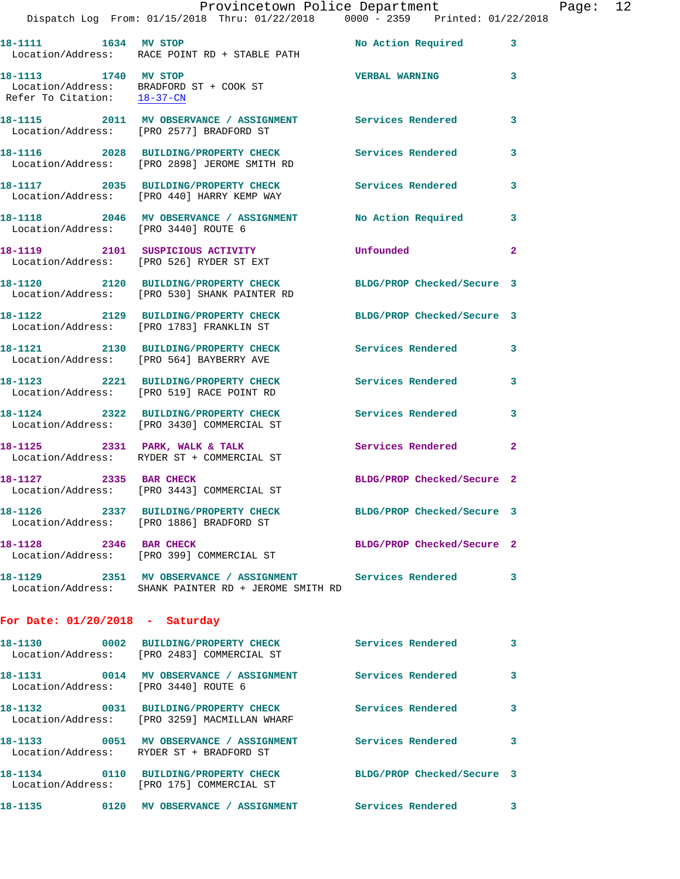18-1111 1634 MV STOP No Action Required 3
Location/Address: RACE POINT RD + STABLE PATH

18-1113 1740 MV STOP VERBAL WARNING 3
Location/Address: BRADFORD ST + COOK ST
Refer To Citation: 18-37-CN

18-1115 2011 MV OBSERVANCE / ASSIGNMENT Services Rendered 3
Location/Address: [PRO 2577] BRADFORD ST

18-1116 2028 BUILDING/PROPERTY CHECK Services Rendered 3
Location/Address: [PRO 2898] JEROME SMITH RD

18-1117 2035 BUILDING/PROPERTY CHECK Services Rendered 3
Location/Address: [PRO 440] HARRY KEMP WAY

18-1118 2046 MV OBSERVANCE / ASSIGNMENT No Action Required 3
Location/Address: [PRO 3440] ROUTE 6

18-1119 2101 SUSPICIOUS ACTIVITY Unfounded 2
Location/Address: [PRO 526] RYDER ST EXT

18-1120 2120 BUILDING/PROPERTY CHECK BLDG/PROP Checked/Secure 3
Location/Address: [PRO 530] SHANK PAINTER RD

18-1122 2129 BUILDING/PROPERTY CHECK BLDG/PROP Checked/Secure 3
Location/Address: [PRO 1783] FRANKLIN ST

18-1121 2130 BUILDING/PROPERTY CHECK Services Rendered 3
Location/Address: [PRO 564] BAYBERRY AVE

18-1123 2221 BUILDING/PROPERTY CHECK Services Rendered 3
Location/Address: [PRO 519] RACE POINT RD

18-1124 2322 BUILDING/PROPERTY CHECK Services Rendered 3
Location/Address: [PRO 3430] COMMERCIAL ST

18-1125 2331 PARK, WALK & TALK Services Rendered 2
Location/Address: RYDER ST + COMMERCIAL ST

18-1127 2335 BAR CHECK BLDG/PROP Checked/Secure 2
Location/Address: [PRO 3443] COMMERCIAL ST

18-1126 2337 BUILDING/PROPERTY CHECK BLDG/PROP Checked/Secure 3
Location/Address: [PRO 1886] BRADFORD ST

18-1128 2346 BAR CHECK BLDG/PROP Checked/Secure 2
Location/Address: [PRO 399] COMMERCIAL ST

18-1129 2351 MV OBSERVANCE / ASSIGNMENT Services Rendered 3
Location/Address: SHANK PAINTER RD + JEROME SMITH RD

## For Date: 01/20/2018 - Saturday

18-1130 0002 BUILDING/PROPERTY CHECK Services Rendered 3
Location/Address: [PRO 2483] COMMERCIAL ST

18-1131 0014 MV OBSERVANCE / ASSIGNMENT Services Rendered 3
Location/Address: [PRO 3440] ROUTE 6

18-1132 0031 BUILDING/PROPERTY CHECK Services Rendered 3
Location/Address: [PRO 3259] MACMILLAN WHARF

18-1133 0051 MV OBSERVANCE / ASSIGNMENT Services Rendered 3
Location/Address: RYDER ST + BRADFORD ST

18-1134 0110 BUILDING/PROPERTY CHECK BLDG/PROP Checked/Secure 3
Location/Address: [PRO 175] COMMERCIAL ST

18-1135 0120 MV OBSERVANCE / ASSIGNMENT Services Rendered 3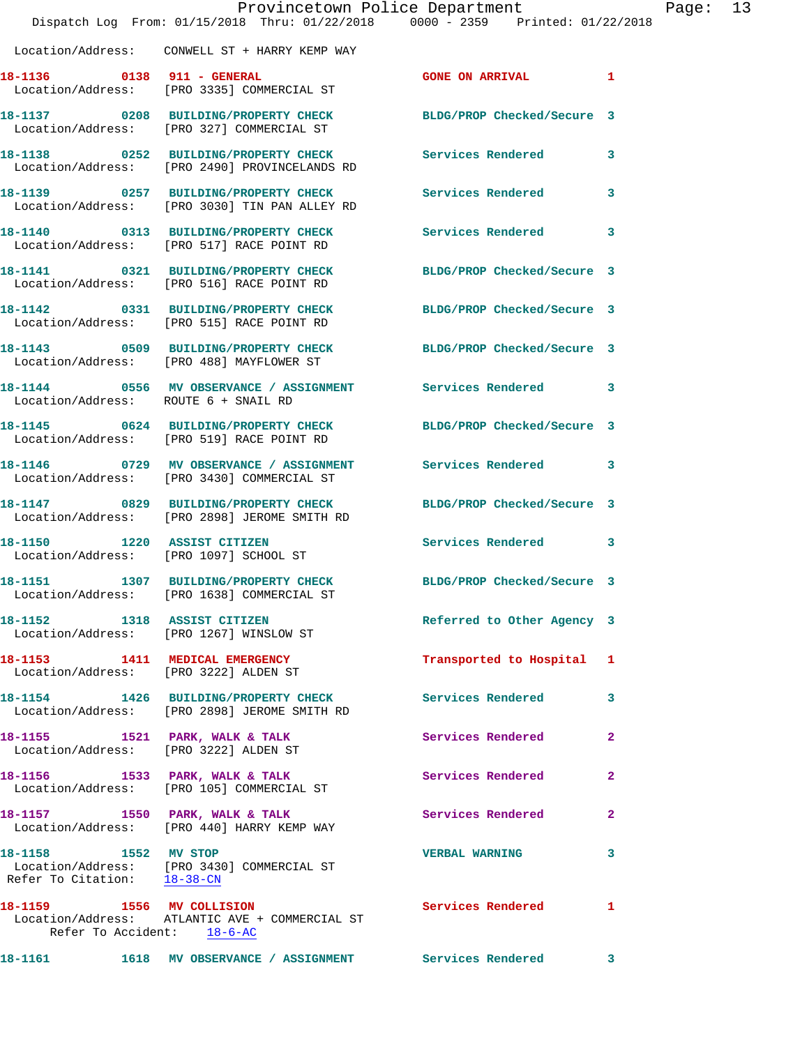Location/Address: CONWELL ST + HARRY KEMP WAY

**18-1136 0138 911 - GENERAL** GONE ON ARRIVAL 1
Location/Address: [PRO 3335] COMMERCIAL ST

**18-1137 0208 BUILDING/PROPERTY CHECK** BLDG/PROP Checked/Secure 3
Location/Address: [PRO 327] COMMERCIAL ST

**18-1138 0252 BUILDING/PROPERTY CHECK** Services Rendered 3
Location/Address: [PRO 2490] PROVINCELANDS RD

**18-1139 0257 BUILDING/PROPERTY CHECK** Services Rendered 3
Location/Address: [PRO 3030] TIN PAN ALLEY RD

**18-1140 0313 BUILDING/PROPERTY CHECK** Services Rendered 3
Location/Address: [PRO 517] RACE POINT RD

**18-1141 0321 BUILDING/PROPERTY CHECK** BLDG/PROP Checked/Secure 3
Location/Address: [PRO 516] RACE POINT RD

**18-1142 0331 BUILDING/PROPERTY CHECK** BLDG/PROP Checked/Secure 3
Location/Address: [PRO 515] RACE POINT RD

**18-1143 0509 BUILDING/PROPERTY CHECK** BLDG/PROP Checked/Secure 3
Location/Address: [PRO 488] MAYFLOWER ST

**18-1144 0556 MV OBSERVANCE / ASSIGNMENT** Services Rendered 3
Location/Address: ROUTE 6 + SNAIL RD

**18-1145 0624 BUILDING/PROPERTY CHECK** BLDG/PROP Checked/Secure 3
Location/Address: [PRO 519] RACE POINT RD

**18-1146 0729 MV OBSERVANCE / ASSIGNMENT** Services Rendered 3
Location/Address: [PRO 3430] COMMERCIAL ST

**18-1147 0829 BUILDING/PROPERTY CHECK** BLDG/PROP Checked/Secure 3
Location/Address: [PRO 2898] JEROME SMITH RD

**18-1150 1220 ASSIST CITIZEN** Services Rendered 3
Location/Address: [PRO 1097] SCHOOL ST

**18-1151 1307 BUILDING/PROPERTY CHECK** BLDG/PROP Checked/Secure 3
Location/Address: [PRO 1638] COMMERCIAL ST

**18-1152 1318 ASSIST CITIZEN** Referred to Other Agency 3
Location/Address: [PRO 1267] WINSLOW ST

**18-1153 1411 MEDICAL EMERGENCY** Transported to Hospital 1
Location/Address: [PRO 3222] ALDEN ST

**18-1154 1426 BUILDING/PROPERTY CHECK** Services Rendered 3
Location/Address: [PRO 2898] JEROME SMITH RD

**18-1155 1521 PARK, WALK & TALK** Services Rendered 2
Location/Address: [PRO 3222] ALDEN ST

**18-1156 1533 PARK, WALK & TALK** Services Rendered 2
Location/Address: [PRO 105] COMMERCIAL ST

**18-1157 1550 PARK, WALK & TALK** Services Rendered 2
Location/Address: [PRO 440] HARRY KEMP WAY

**18-1158 1552 MV STOP** VERBAL WARNING 3
Location/Address: [PRO 3430] COMMERCIAL ST
Refer To Citation: 18-38-CN

**18-1159 1556 MV COLLISION** Services Rendered 1
Location/Address: ATLANTIC AVE + COMMERCIAL ST
Refer To Accident: 18-6-AC

**18-1161 1618 MV OBSERVANCE / ASSIGNMENT** Services Rendered 3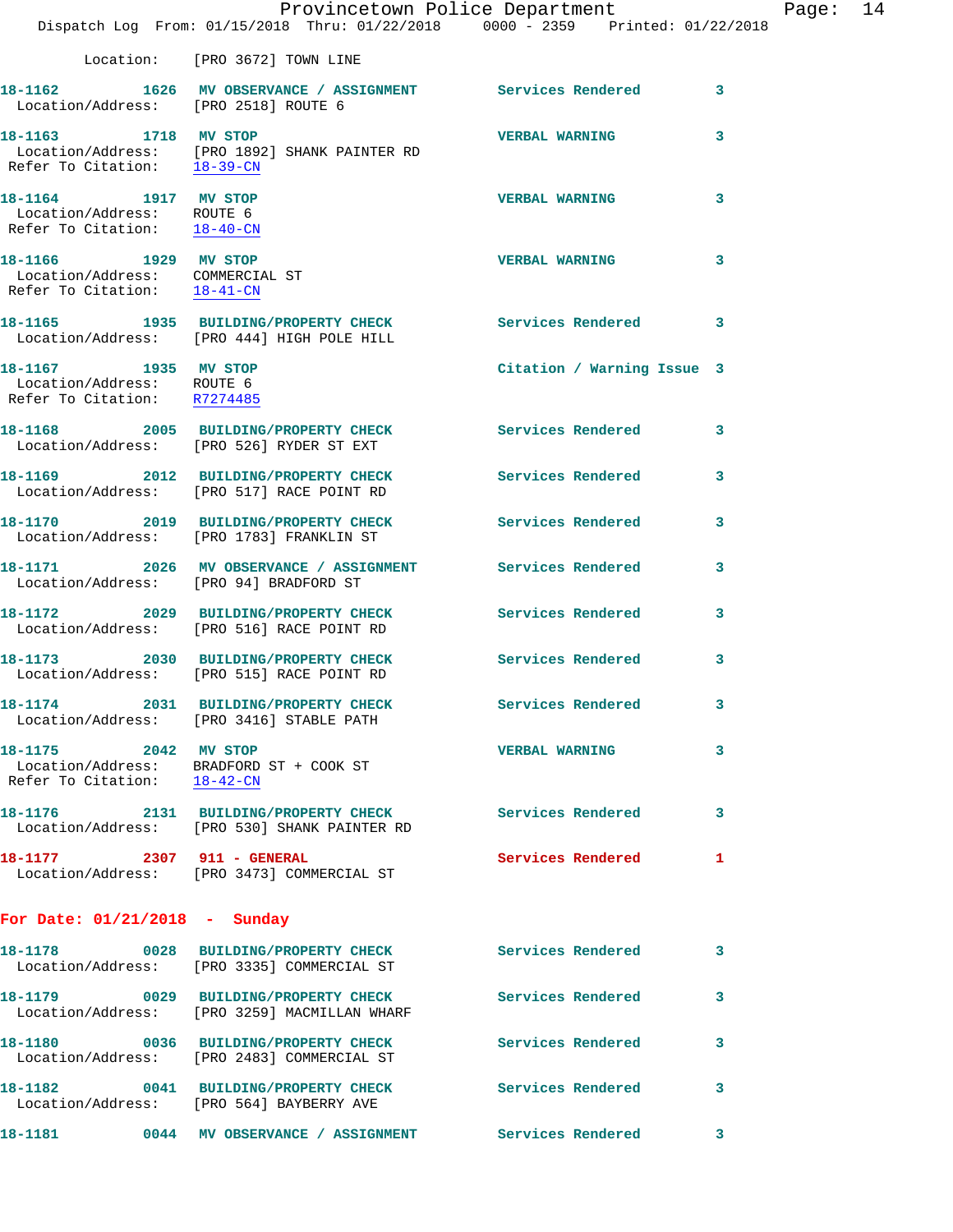Location: [PRO 3672] TOWN LINE

**18-1162 1626 MV OBSERVANCE / ASSIGNMENT** Services Rendered 3
Location/Address: [PRO 2518] ROUTE 6

**18-1163 1718 MV STOP** VERBAL WARNING 3
Location/Address: [PRO 1892] SHANK PAINTER RD
Refer To Citation: 18-39-CN

**18-1164 1917 MV STOP** VERBAL WARNING 3
Location/Address: ROUTE 6
Refer To Citation: 18-40-CN

**18-1166 1929 MV STOP** VERBAL WARNING 3
Location/Address: COMMERCIAL ST
Refer To Citation: 18-41-CN

**18-1165 1935 BUILDING/PROPERTY CHECK** Services Rendered 3
Location/Address: [PRO 444] HIGH POLE HILL

**18-1167 1935 MV STOP** Citation / Warning Issue 3
Location/Address: ROUTE 6
Refer To Citation: R7274485

**18-1168 2005 BUILDING/PROPERTY CHECK** Services Rendered 3
Location/Address: [PRO 526] RYDER ST EXT

**18-1169 2012 BUILDING/PROPERTY CHECK** Services Rendered 3
Location/Address: [PRO 517] RACE POINT RD

**18-1170 2019 BUILDING/PROPERTY CHECK** Services Rendered 3
Location/Address: [PRO 1783] FRANKLIN ST

**18-1171 2026 MV OBSERVANCE / ASSIGNMENT** Services Rendered 3
Location/Address: [PRO 94] BRADFORD ST

**18-1172 2029 BUILDING/PROPERTY CHECK** Services Rendered 3
Location/Address: [PRO 516] RACE POINT RD

**18-1173 2030 BUILDING/PROPERTY CHECK** Services Rendered 3
Location/Address: [PRO 515] RACE POINT RD

**18-1174 2031 BUILDING/PROPERTY CHECK** Services Rendered 3
Location/Address: [PRO 3416] STABLE PATH

**18-1175 2042 MV STOP** VERBAL WARNING 3
Location/Address: BRADFORD ST + COOK ST
Refer To Citation: 18-42-CN

**18-1176 2131 BUILDING/PROPERTY CHECK** Services Rendered 3
Location/Address: [PRO 530] SHANK PAINTER RD

**18-1177 2307 911 - GENERAL** Services Rendered 1
Location/Address: [PRO 3473] COMMERCIAL ST

## For Date: 01/21/2018 - Sunday

**18-1178 0028 BUILDING/PROPERTY CHECK** Services Rendered 3
Location/Address: [PRO 3335] COMMERCIAL ST

**18-1179 0029 BUILDING/PROPERTY CHECK** Services Rendered 3
Location/Address: [PRO 3259] MACMILLAN WHARF

**18-1180 0036 BUILDING/PROPERTY CHECK** Services Rendered 3
Location/Address: [PRO 2483] COMMERCIAL ST

**18-1182 0041 BUILDING/PROPERTY CHECK** Services Rendered 3
Location/Address: [PRO 564] BAYBERRY AVE

**18-1181 0044 MV OBSERVANCE / ASSIGNMENT** Services Rendered 3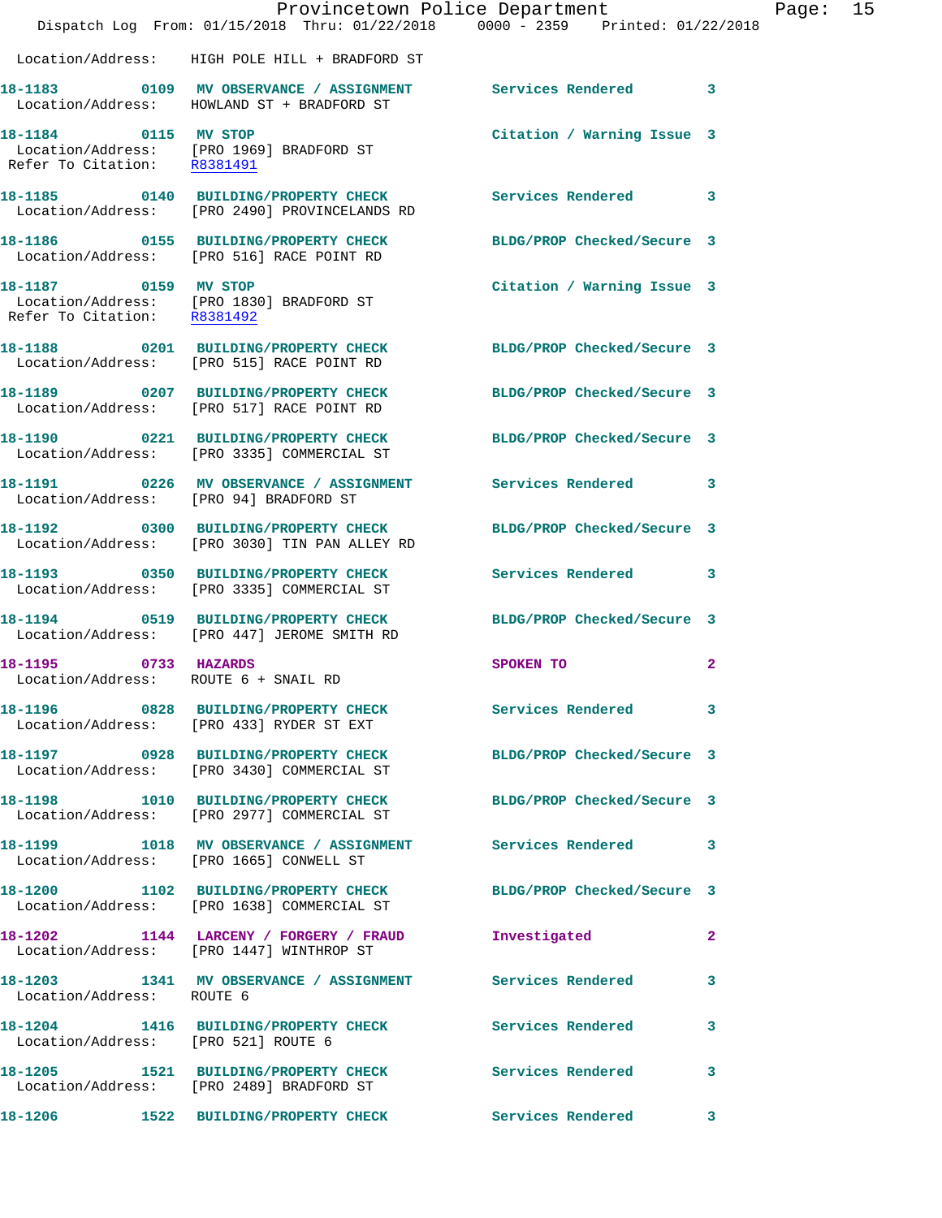Location/Address: HIGH POLE HILL + BRADFORD ST

**18-1183** 0109 **MV OBSERVANCE / ASSIGNMENT** Services Rendered 3
Location/Address: HOWLAND ST + BRADFORD ST

**18-1184** 0115 **MV STOP** Citation / Warning Issue 3
Location/Address: [PRO 1969] BRADFORD ST
Refer To Citation: R8381491

**18-1185** 0140 **BUILDING/PROPERTY CHECK** Services Rendered 3
Location/Address: [PRO 2490] PROVINCELANDS RD

**18-1186** 0155 **BUILDING/PROPERTY CHECK** BLDG/PROP Checked/Secure 3
Location/Address: [PRO 516] RACE POINT RD

**18-1187** 0159 **MV STOP** Citation / Warning Issue 3
Location/Address: [PRO 1830] BRADFORD ST
Refer To Citation: R8381492

**18-1188** 0201 **BUILDING/PROPERTY CHECK** BLDG/PROP Checked/Secure 3
Location/Address: [PRO 515] RACE POINT RD

**18-1189** 0207 **BUILDING/PROPERTY CHECK** BLDG/PROP Checked/Secure 3
Location/Address: [PRO 517] RACE POINT RD

**18-1190** 0221 **BUILDING/PROPERTY CHECK** BLDG/PROP Checked/Secure 3
Location/Address: [PRO 3335] COMMERCIAL ST

**18-1191** 0226 **MV OBSERVANCE / ASSIGNMENT** Services Rendered 3
Location/Address: [PRO 94] BRADFORD ST

**18-1192** 0300 **BUILDING/PROPERTY CHECK** BLDG/PROP Checked/Secure 3
Location/Address: [PRO 3030] TIN PAN ALLEY RD

**18-1193** 0350 **BUILDING/PROPERTY CHECK** Services Rendered 3
Location/Address: [PRO 3335] COMMERCIAL ST

**18-1194** 0519 **BUILDING/PROPERTY CHECK** BLDG/PROP Checked/Secure 3
Location/Address: [PRO 447] JEROME SMITH RD

**18-1195** 0733 **HAZARDS** SPOKEN TO 2
Location/Address: ROUTE 6 + SNAIL RD

**18-1196** 0828 **BUILDING/PROPERTY CHECK** Services Rendered 3
Location/Address: [PRO 433] RYDER ST EXT

**18-1197** 0928 **BUILDING/PROPERTY CHECK** BLDG/PROP Checked/Secure 3
Location/Address: [PRO 3430] COMMERCIAL ST

**18-1198** 1010 **BUILDING/PROPERTY CHECK** BLDG/PROP Checked/Secure 3
Location/Address: [PRO 2977] COMMERCIAL ST

**18-1199** 1018 **MV OBSERVANCE / ASSIGNMENT** Services Rendered 3
Location/Address: [PRO 1665] CONWELL ST

**18-1200** 1102 **BUILDING/PROPERTY CHECK** BLDG/PROP Checked/Secure 3
Location/Address: [PRO 1638] COMMERCIAL ST

**18-1202** 1144 **LARCENY / FORGERY / FRAUD** Investigated 2
Location/Address: [PRO 1447] WINTHROP ST

**18-1203** 1341 **MV OBSERVANCE / ASSIGNMENT** Services Rendered 3
Location/Address: ROUTE 6

**18-1204** 1416 **BUILDING/PROPERTY CHECK** Services Rendered 3
Location/Address: [PRO 521] ROUTE 6

**18-1205** 1521 **BUILDING/PROPERTY CHECK** Services Rendered 3
Location/Address: [PRO 2489] BRADFORD ST

**18-1206** 1522 **BUILDING/PROPERTY CHECK** Services Rendered 3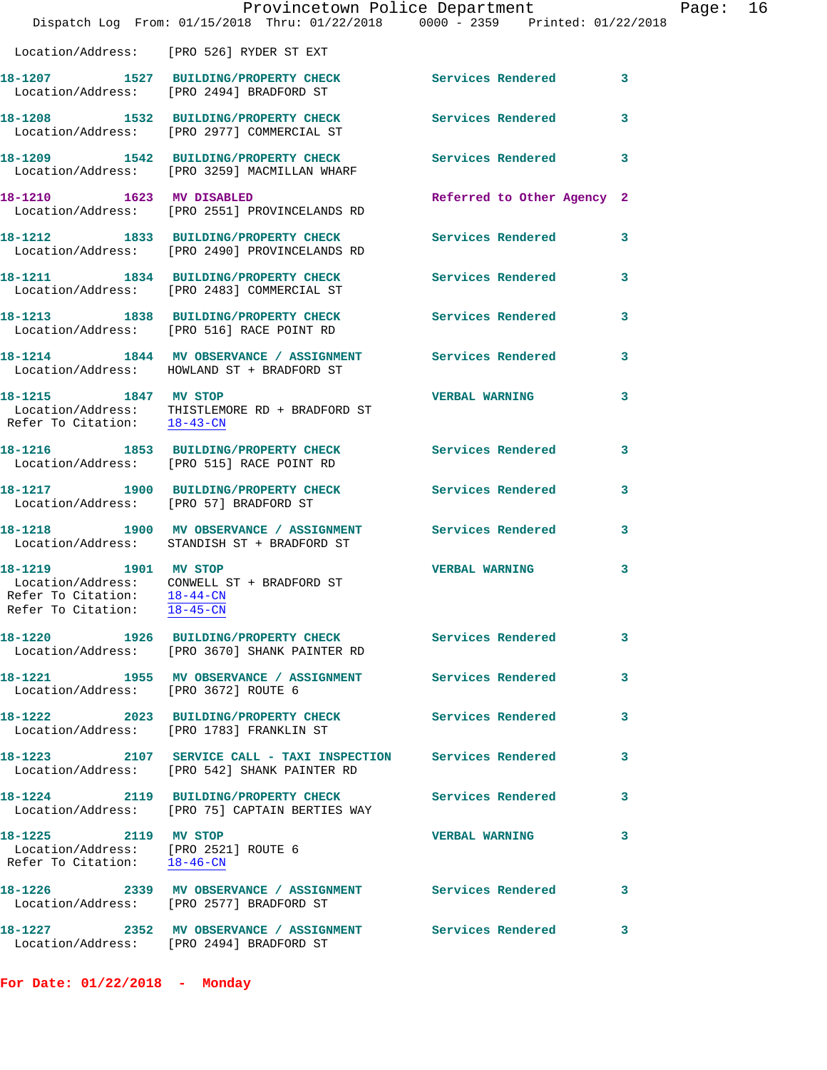Location/Address: [PRO 526] RYDER ST EXT

**18-1207** 1527 **BUILDING/PROPERTY CHECK** Services Rendered 3
Location/Address: [PRO 2494] BRADFORD ST

**18-1208** 1532 **BUILDING/PROPERTY CHECK** Services Rendered 3
Location/Address: [PRO 2977] COMMERCIAL ST

**18-1209** 1542 **BUILDING/PROPERTY CHECK** Services Rendered 3
Location/Address: [PRO 3259] MACMILLAN WHARF

**18-1210** 1623 **MV DISABLED** Referred to Other Agency 2
Location/Address: [PRO 2551] PROVINCELANDS RD

**18-1212** 1833 **BUILDING/PROPERTY CHECK** Services Rendered 3
Location/Address: [PRO 2490] PROVINCELANDS RD

**18-1211** 1834 **BUILDING/PROPERTY CHECK** Services Rendered 3
Location/Address: [PRO 2483] COMMERCIAL ST

**18-1213** 1838 **BUILDING/PROPERTY CHECK** Services Rendered 3
Location/Address: [PRO 516] RACE POINT RD

**18-1214** 1844 **MV OBSERVANCE / ASSIGNMENT** Services Rendered 3
Location/Address: HOWLAND ST + BRADFORD ST

**18-1215** 1847 **MV STOP** VERBAL WARNING 3
Location/Address: THISTLEMORE RD + BRADFORD ST
Refer To Citation: 18-43-CN

**18-1216** 1853 **BUILDING/PROPERTY CHECK** Services Rendered 3
Location/Address: [PRO 515] RACE POINT RD

**18-1217** 1900 **BUILDING/PROPERTY CHECK** Services Rendered 3
Location/Address: [PRO 57] BRADFORD ST

**18-1218** 1900 **MV OBSERVANCE / ASSIGNMENT** Services Rendered 3
Location/Address: STANDISH ST + BRADFORD ST

**18-1219** 1901 **MV STOP** VERBAL WARNING 3
Location/Address: CONWELL ST + BRADFORD ST
Refer To Citation: 18-44-CN
Refer To Citation: 18-45-CN

**18-1220** 1926 **BUILDING/PROPERTY CHECK** Services Rendered 3
Location/Address: [PRO 3670] SHANK PAINTER RD

**18-1221** 1955 **MV OBSERVANCE / ASSIGNMENT** Services Rendered 3
Location/Address: [PRO 3672] ROUTE 6

**18-1222** 2023 **BUILDING/PROPERTY CHECK** Services Rendered 3
Location/Address: [PRO 1783] FRANKLIN ST

**18-1223** 2107 **SERVICE CALL - TAXI INSPECTION** Services Rendered 3
Location/Address: [PRO 542] SHANK PAINTER RD

**18-1224** 2119 **BUILDING/PROPERTY CHECK** Services Rendered 3
Location/Address: [PRO 75] CAPTAIN BERTIES WAY

**18-1225** 2119 **MV STOP** VERBAL WARNING 3
Location/Address: [PRO 2521] ROUTE 6
Refer To Citation: 18-46-CN

**18-1226** 2339 **MV OBSERVANCE / ASSIGNMENT** Services Rendered 3
Location/Address: [PRO 2577] BRADFORD ST

**18-1227** 2352 **MV OBSERVANCE / ASSIGNMENT** Services Rendered 3
Location/Address: [PRO 2494] BRADFORD ST

**For Date: 01/22/2018 - Monday**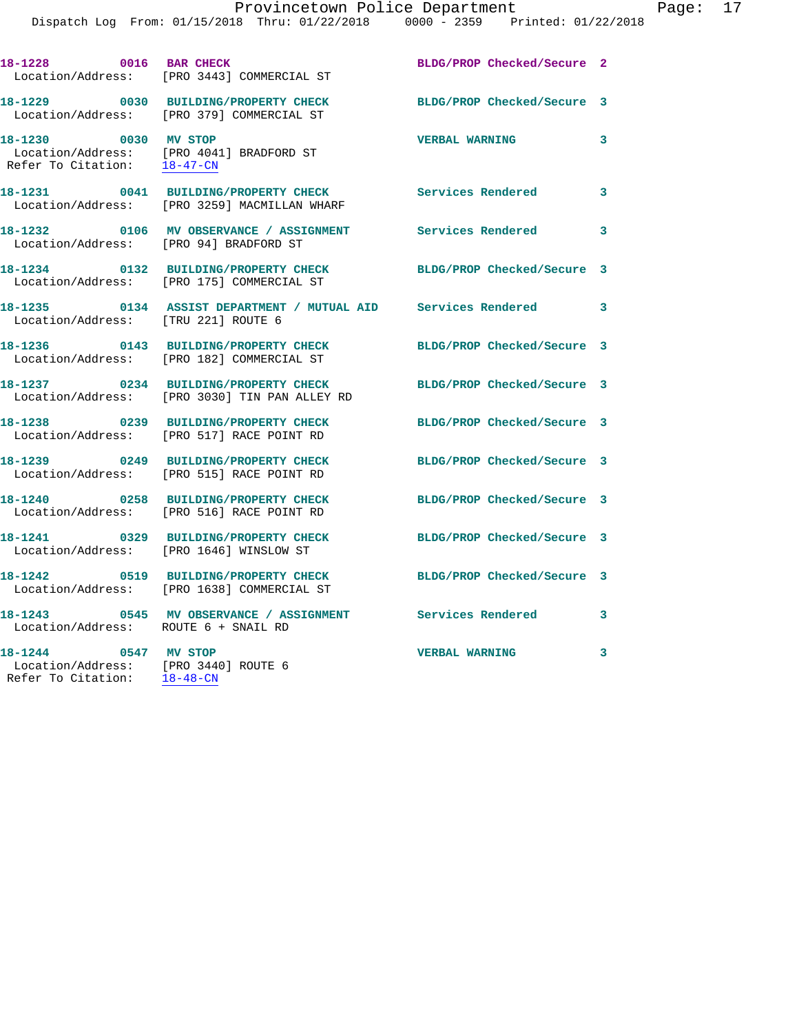18-1228 0016 **BAR CHECK** BLDG/PROP Checked/Secure 2
Location/Address: [PRO 3443] COMMERCIAL ST

18-1229 0030 **BUILDING/PROPERTY CHECK** BLDG/PROP Checked/Secure 3
Location/Address: [PRO 379] COMMERCIAL ST

18-1230 0030 **MV STOP** VERBAL WARNING 3
Location/Address: [PRO 4041] BRADFORD ST
Refer To Citation: 18-47-CN

18-1231 0041 **BUILDING/PROPERTY CHECK** Services Rendered 3
Location/Address: [PRO 3259] MACMILLAN WHARF

18-1232 0106 **MV OBSERVANCE / ASSIGNMENT** Services Rendered 3
Location/Address: [PRO 94] BRADFORD ST

18-1234 0132 **BUILDING/PROPERTY CHECK** BLDG/PROP Checked/Secure 3
Location/Address: [PRO 175] COMMERCIAL ST

18-1235 0134 **ASSIST DEPARTMENT / MUTUAL AID** Services Rendered 3
Location/Address: [TRU 221] ROUTE 6

18-1236 0143 **BUILDING/PROPERTY CHECK** BLDG/PROP Checked/Secure 3
Location/Address: [PRO 182] COMMERCIAL ST

18-1237 0234 **BUILDING/PROPERTY CHECK** BLDG/PROP Checked/Secure 3
Location/Address: [PRO 3030] TIN PAN ALLEY RD

18-1238 0239 **BUILDING/PROPERTY CHECK** BLDG/PROP Checked/Secure 3
Location/Address: [PRO 517] RACE POINT RD

18-1239 0249 **BUILDING/PROPERTY CHECK** BLDG/PROP Checked/Secure 3
Location/Address: [PRO 515] RACE POINT RD

18-1240 0258 **BUILDING/PROPERTY CHECK** BLDG/PROP Checked/Secure 3
Location/Address: [PRO 516] RACE POINT RD

18-1241 0329 **BUILDING/PROPERTY CHECK** BLDG/PROP Checked/Secure 3
Location/Address: [PRO 1646] WINSLOW ST

18-1242 0519 **BUILDING/PROPERTY CHECK** BLDG/PROP Checked/Secure 3
Location/Address: [PRO 1638] COMMERCIAL ST

18-1243 0545 **MV OBSERVANCE / ASSIGNMENT** Services Rendered 3
Location/Address: ROUTE 6 + SNAIL RD

18-1244 0547 **MV STOP** VERBAL WARNING 3
Location/Address: [PRO 3440] ROUTE 6
Refer To Citation: 18-48-CN